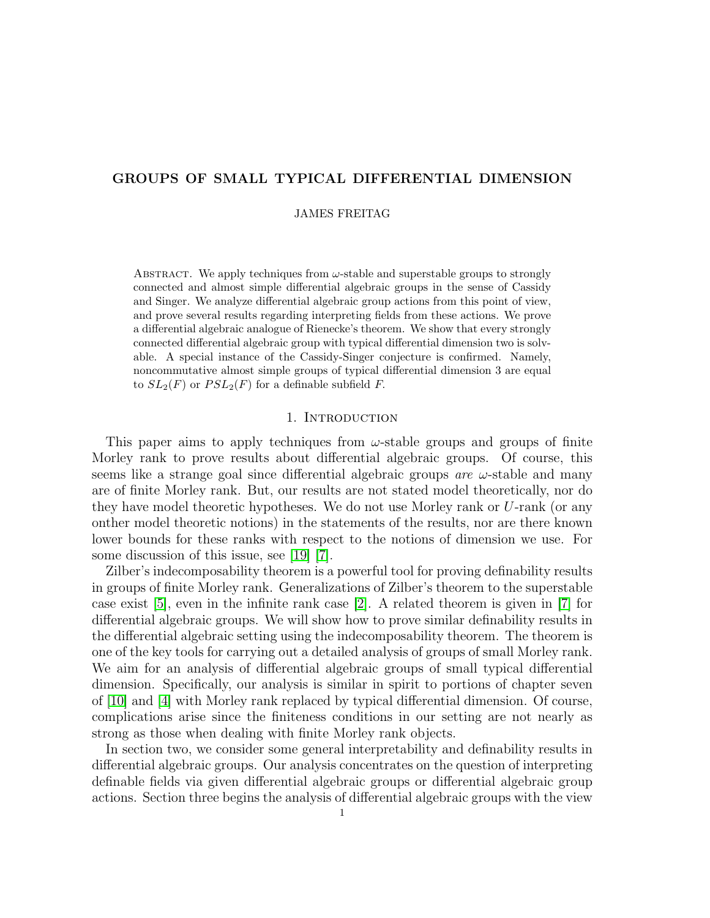# GROUPS OF SMALL TYPICAL DIFFERENTIAL DIMENSION

JAMES FREITAG

ABSTRACT. We apply techniques from $\omega$-stable and superstable groups to strongly connected and almost simple differential algebraic groups in the sense of Cassidy and Singer. We analyze differential algebraic group actions from this point of view, and prove several results regarding interpreting fields from these actions. We prove a differential algebraic analogue of Rienecke's theorem. We show that every strongly connected differential algebraic group with typical differential dimension two is solvable. A special instance of the Cassidy-Singer conjecture is confirmed. Namely, noncommutative almost simple groups of typical differential dimension 3 are equal to $SL_2(F)$ or $PSL_2(F)$ for a definable subfield $F$.

## 1. Introduction

This paper aims to apply techniques from $\omega$-stable groups and groups of finite Morley rank to prove results about differential algebraic groups. Of course, this seems like a strange goal since differential algebraic groups *are* $\omega$-stable and many are of finite Morley rank. But, our results are not stated model theoretically, nor do they have model theoretic hypotheses. We do not use Morley rank or $U$-rank (or any onther model theoretic notions) in the statements of the results, nor are there known lower bounds for these ranks with respect to the notions of dimension we use. For some discussion of this issue, see [19] [7].

Zilber's indecomposability theorem is a powerful tool for proving definability results in groups of finite Morley rank. Generalizations of Zilber's theorem to the superstable case exist [5], even in the infinite rank case [2]. A related theorem is given in [7] for differential algebraic groups. We will show how to prove similar definability results in the differential algebraic setting using the indecomposability theorem. The theorem is one of the key tools for carrying out a detailed analysis of groups of small Morley rank. We aim for an analysis of differential algebraic groups of small typical differential dimension. Specifically, our analysis is similar in spirit to portions of chapter seven of [10] and [4] with Morley rank replaced by typical differential dimension. Of course, complications arise since the finiteness conditions in our setting are not nearly as strong as those when dealing with finite Morley rank objects.

In section two, we consider some general interpretability and definability results in differential algebraic groups. Our analysis concentrates on the question of interpreting definable fields via given differential algebraic groups or differential algebraic group actions. Section three begins the analysis of differential algebraic groups with the view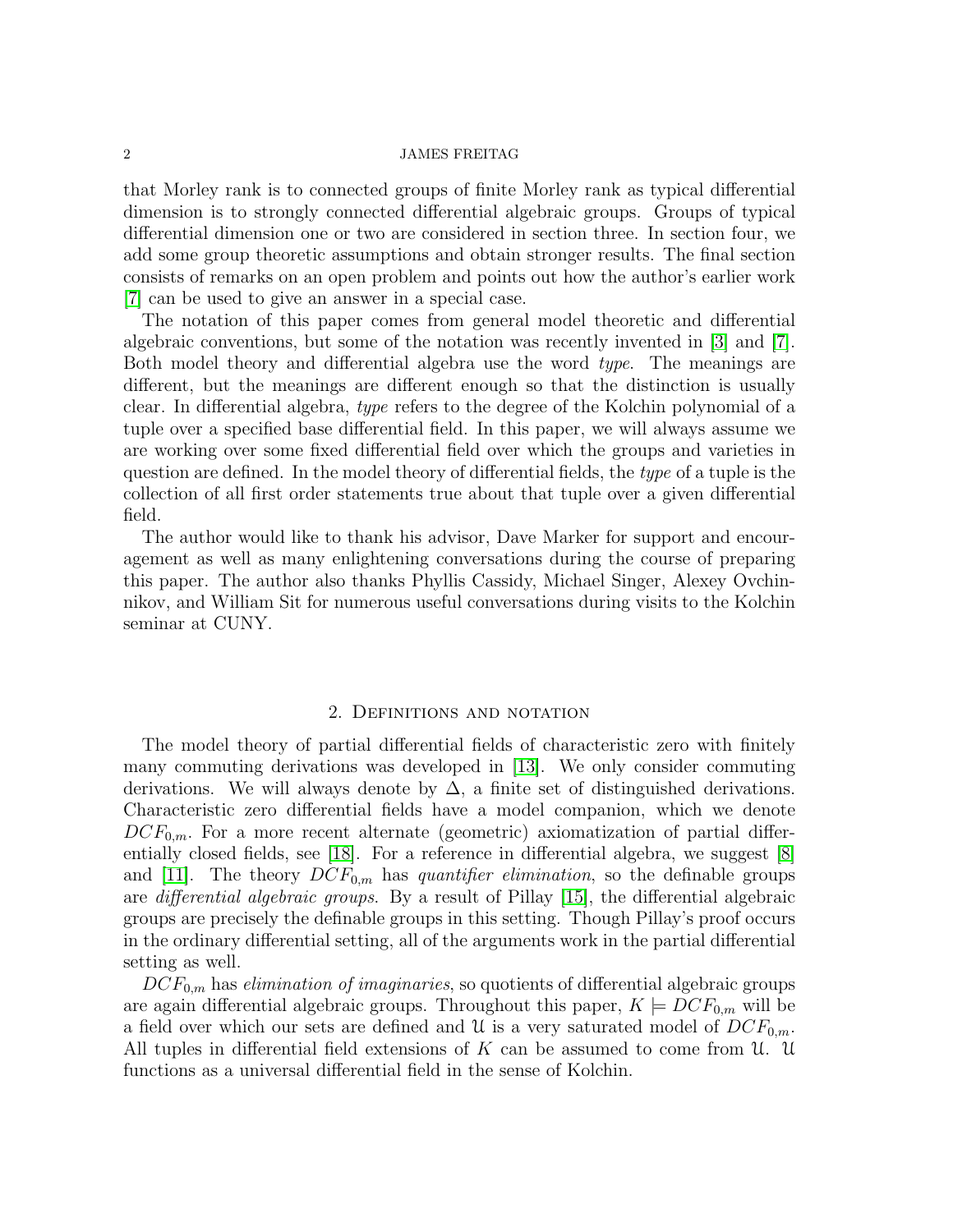that Morley rank is to connected groups of finite Morley rank as typical differential dimension is to strongly connected differential algebraic groups. Groups of typical differential dimension one or two are considered in section three. In section four, we add some group theoretic assumptions and obtain stronger results. The final section consists of remarks on an open problem and points out how the author's earlier work [7] can be used to give an answer in a special case.

The notation of this paper comes from general model theoretic and differential algebraic conventions, but some of the notation was recently invented in [3] and [7]. Both model theory and differential algebra use the word *type*. The meanings are different, but the meanings are different enough so that the distinction is usually clear. In differential algebra, *type* refers to the degree of the Kolchin polynomial of a tuple over a specified base differential field. In this paper, we will always assume we are working over some fixed differential field over which the groups and varieties in question are defined. In the model theory of differential fields, the *type* of a tuple is the collection of all first order statements true about that tuple over a given differential field.

The author would like to thank his advisor, Dave Marker for support and encouragement as well as many enlightening conversations during the course of preparing this paper. The author also thanks Phyllis Cassidy, Michael Singer, Alexey Ovchinnikov, and William Sit for numerous useful conversations during visits to the Kolchin seminar at CUNY.

## 2. Definitions and notation

The model theory of partial differential fields of characteristic zero with finitely many commuting derivations was developed in [13]. We only consider commuting derivations. We will always denote by $\Delta$, a finite set of distinguished derivations. Characteristic zero differential fields have a model companion, which we denote $DCF_{0,m}$. For a more recent alternate (geometric) axiomatization of partial differentially closed fields, see [18]. For a reference in differential algebra, we suggest [8] and [11]. The theory $DCF_{0,m}$ has *quantifier elimination*, so the definable groups are *differential algebraic groups*. By a result of Pillay [15], the differential algebraic groups are precisely the definable groups in this setting. Though Pillay's proof occurs in the ordinary differential setting, all of the arguments work in the partial differential setting as well.

$DCF_{0,m}$ has *elimination of imaginaries*, so quotients of differential algebraic groups are again differential algebraic groups. Throughout this paper, $K \models DCF_{0,m}$ will be a field over which our sets are defined and $\mathcal{U}$ is a very saturated model of $DCF_{0,m}$. All tuples in differential field extensions of $K$ can be assumed to come from $\mathcal{U}$. $\mathcal{U}$ functions as a universal differential field in the sense of Kolchin.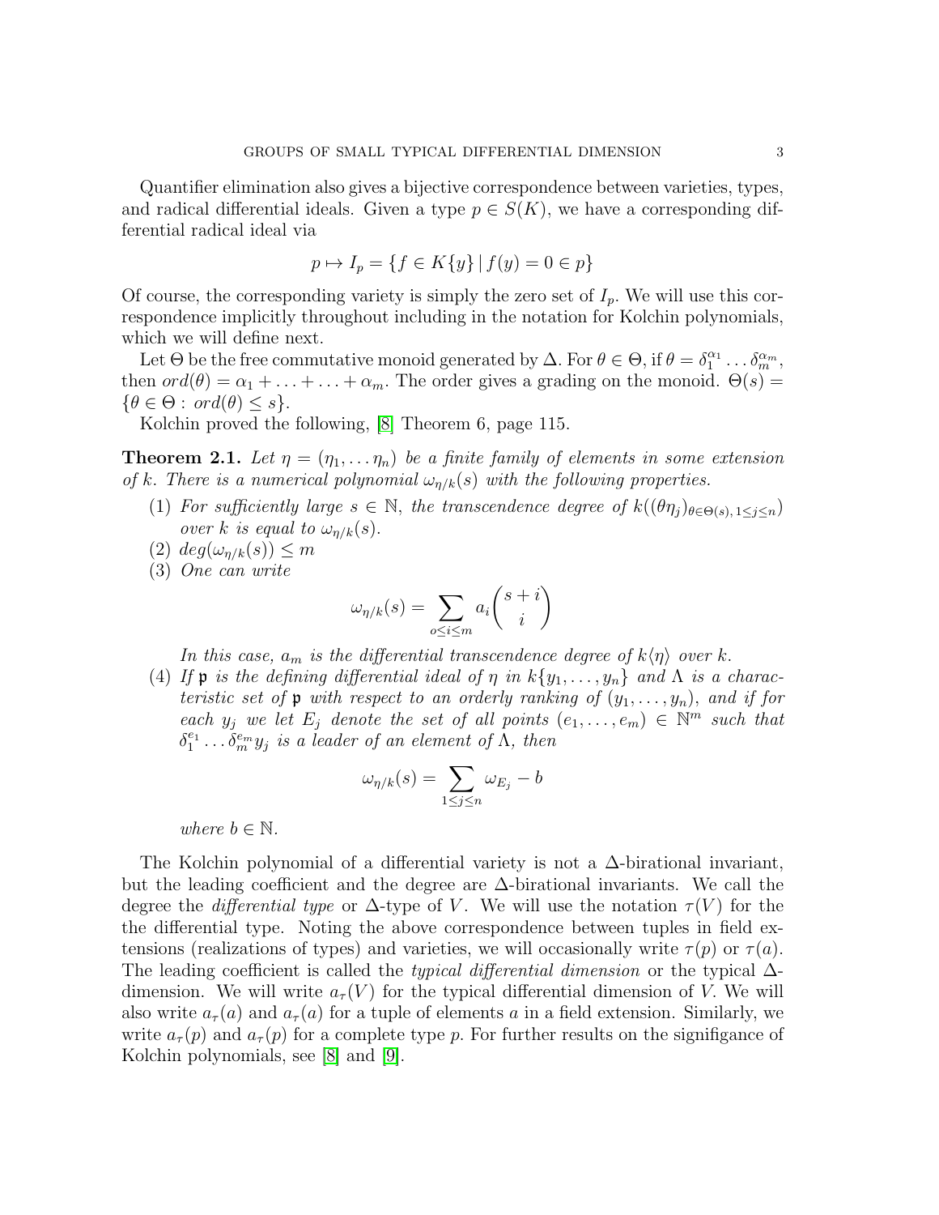Quantifier elimination also gives a bijective correspondence between varieties, types, and radical differential ideals. Given a type $p \in S(K)$, we have a corresponding differential radical ideal via

$$p \mapsto I_p = \{f \in K\{y\} \mid f(y) = 0 \in p\}$$

Of course, the corresponding variety is simply the zero set of $I_p$. We will use this correspondence implicitly throughout including in the notation for Kolchin polynomials, which we will define next.

Let $\Theta$ be the free commutative monoid generated by $\Delta$. For $\theta \in \Theta$, if $\theta = \delta_1^{\alpha_1} \dots \delta_m^{\alpha_m}$, then $ord(\theta) = \alpha_1 + \dots + \dots + \alpha_m$. The order gives a grading on the monoid. $\Theta(s) = \{\theta \in \Theta : ord(\theta) \leq s\}$.

Kolchin proved the following, [8] Theorem 6, page 115.

**Theorem 2.1.** *Let $\eta = (\eta_1, \dots \eta_n)$ be a finite family of elements in some extension of $k$. There is a numerical polynomial $\omega_{\eta/k}(s)$ with the following properties.*

1. *For sufficiently large $s \in \mathbb{N}$, the transcendence degree of $k((\theta\eta_j)_{\theta \in \Theta(s), 1 \leq j \leq n})$ over $k$ is equal to $\omega_{\eta/k}(s)$.*
2. *$deg(\omega_{\eta/k}(s)) \leq m$*
3. *One can write*

   $$\omega_{\eta/k}(s) = \sum_{o \leq i \leq m} a_i \binom{s+i}{i}$$

   *In this case, $a_m$ is the differential transcendence degree of $k\langle\eta\rangle$ over $k$.*
4. *If $\mathfrak{p}$ is the defining differential ideal of $\eta$ in $k\{y_1, \dots, y_n\}$ and $\Lambda$ is a characteristic set of $\mathfrak{p}$ with respect to an orderly ranking of $(y_1, \dots, y_n)$, and if for each $y_j$ we let $E_j$ denote the set of all points $(e_1, \dots, e_m) \in \mathbb{N}^m$ such that $\delta_1^{e_1} \dots \delta_m^{e_m} y_j$ is a leader of an element of $\Lambda$, then*

   $$\omega_{\eta/k}(s) = \sum_{1 \leq j \leq n} \omega_{E_j} - b$$

   *where $b \in \mathbb{N}$.*

The Kolchin polynomial of a differential variety is not a $\Delta$-birational invariant, but the leading coefficient and the degree are $\Delta$-birational invariants. We call the degree the *differential type* or $\Delta$-type of $V$. We will use the notation $\tau(V)$ for the the differential type. Noting the above correspondence between tuples in field extensions (realizations of types) and varieties, we will occasionally write $\tau(p)$ or $\tau(a)$. The leading coefficient is called the *typical differential dimension* or the typical $\Delta$-dimension. We will write $a_\tau(V)$ for the typical differential dimension of $V$. We will also write $a_\tau(a)$ and $a_\tau(a)$ for a tuple of elements $a$ in a field extension. Similarly, we write $a_\tau(p)$ and $a_\tau(p)$ for a complete type $p$. For further results on the signifigance of Kolchin polynomials, see [8] and [9].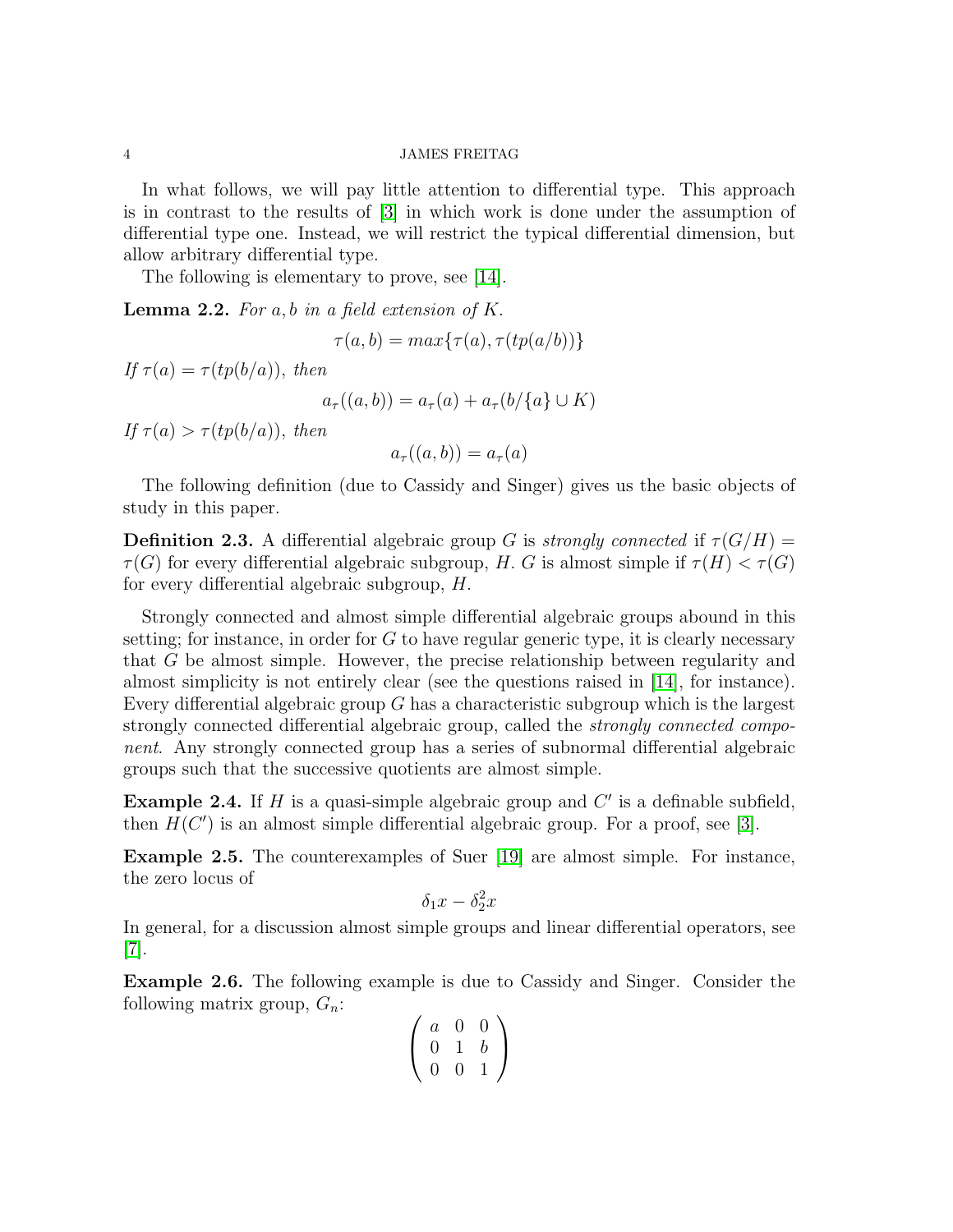In what follows, we will pay little attention to differential type. This approach is in contrast to the results of [3] in which work is done under the assumption of differential type one. Instead, we will restrict the typical differential dimension, but allow arbitrary differential type.

The following is elementary to prove, see [14].

**Lemma 2.2.** *For $a, b$ in a field extension of $K$.*

$$\tau(a,b) = max\{\tau(a), \tau(tp(a/b))\}$$

*If $\tau(a) = \tau(tp(b/a))$, then*

$$a_\tau((a,b)) = a_\tau(a) + a_\tau(b/\{a\} \cup K)$$

*If $\tau(a) > \tau(tp(b/a))$, then*

$$a_\tau((a,b)) = a_\tau(a)$$

The following definition (due to Cassidy and Singer) gives us the basic objects of study in this paper.

**Definition 2.3.** A differential algebraic group $G$ is *strongly connected* if $\tau(G/H) = \tau(G)$ for every differential algebraic subgroup, $H$. $G$ is almost simple if $\tau(H) < \tau(G)$ for every differential algebraic subgroup, $H$.

Strongly connected and almost simple differential algebraic groups abound in this setting; for instance, in order for $G$ to have regular generic type, it is clearly necessary that $G$ be almost simple. However, the precise relationship between regularity and almost simplicity is not entirely clear (see the questions raised in [14], for instance). Every differential algebraic group $G$ has a characteristic subgroup which is the largest strongly connected differential algebraic group, called the *strongly connected component*. Any strongly connected group has a series of subnormal differential algebraic groups such that the successive quotients are almost simple.

**Example 2.4.** If $H$ is a quasi-simple algebraic group and $C'$ is a definable subfield, then $H(C')$ is an almost simple differential algebraic group. For a proof, see [3].

**Example 2.5.** The counterexamples of Suer [19] are almost simple. For instance, the zero locus of

$$\delta_1 x - \delta_2^2 x$$

In general, for a discussion almost simple groups and linear differential operators, see [7].

**Example 2.6.** The following example is due to Cassidy and Singer. Consider the following matrix group, $G_n$:

$$\begin{pmatrix} a & 0 & 0 \\ 0 & 1 & b \\ 0 & 0 & 1 \end{pmatrix}$$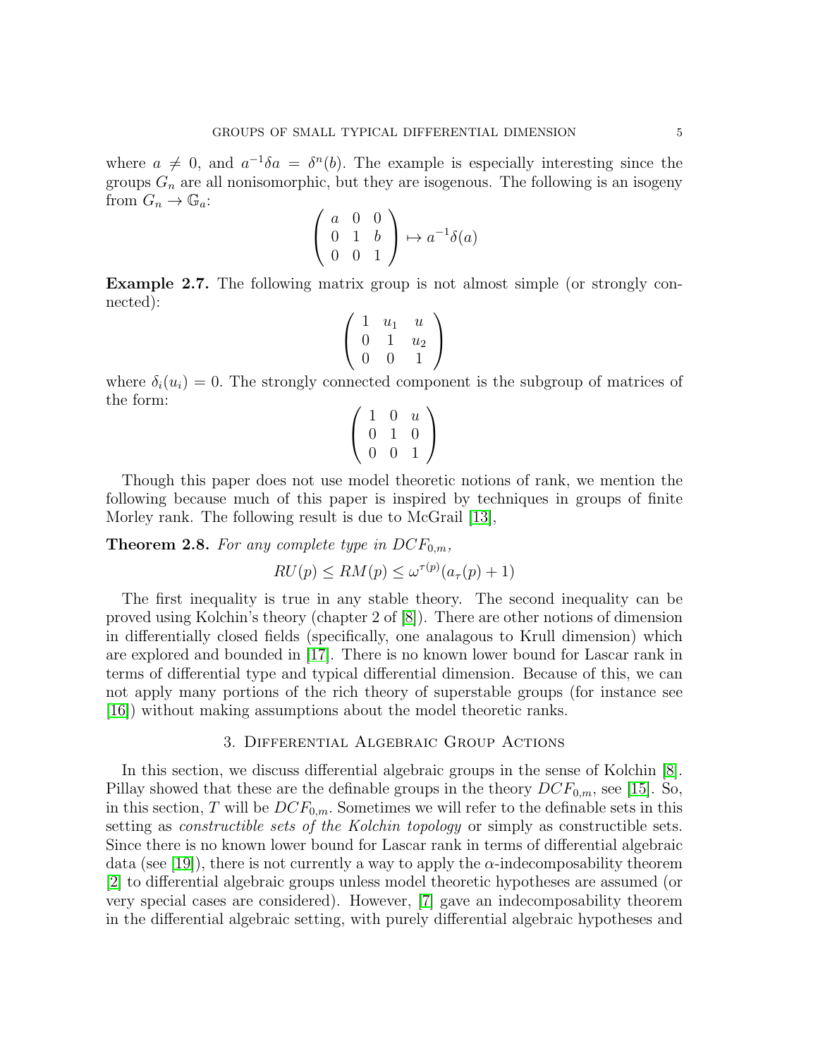where $a \neq 0$, and $a^{-1}\delta a = \delta^n(b)$. The example is especially interesting since the groups $G_n$ are all nonisomorphic, but they are isogenous. The following is an isogeny from $G_n \to \mathbb{G}_a$:

$$\begin{pmatrix} a & 0 & 0 \\ 0 & 1 & b \\ 0 & 0 & 1 \end{pmatrix} \mapsto a^{-1}\delta(a)$$

**Example 2.7.** The following matrix group is not almost simple (or strongly connected):

$$\begin{pmatrix} 1 & u_1 & u \\ 0 & 1 & u_2 \\ 0 & 0 & 1 \end{pmatrix}$$

where $\delta_i(u_i) = 0$. The strongly connected component is the subgroup of matrices of the form:

$$\begin{pmatrix} 1 & 0 & u \\ 0 & 1 & 0 \\ 0 & 0 & 1 \end{pmatrix}$$

Though this paper does not use model theoretic notions of rank, we mention the following because much of this paper is inspired by techniques in groups of finite Morley rank. The following result is due to McGrail [13],

**Theorem 2.8.** *For any complete type in $DCF_{0,m}$,*

$$RU(p) \leq RM(p) \leq \omega^{\tau(p)}(a_\tau(p) + 1)$$

The first inequality is true in any stable theory. The second inequality can be proved using Kolchin's theory (chapter 2 of [8]). There are other notions of dimension in differentially closed fields (specifically, one analagous to Krull dimension) which are explored and bounded in [17]. There is no known lower bound for Lascar rank in terms of differential type and typical differential dimension. Because of this, we can not apply many portions of the rich theory of superstable groups (for instance see [16]) without making assumptions about the model theoretic ranks.

## 3. Differential Algebraic Group Actions

In this section, we discuss differential algebraic groups in the sense of Kolchin [8]. Pillay showed that these are the definable groups in the theory $DCF_{0,m}$, see [15]. So, in this section, $T$ will be $DCF_{0,m}$. Sometimes we will refer to the definable sets in this setting as *constructible sets of the Kolchin topology* or simply as constructible sets. Since there is no known lower bound for Lascar rank in terms of differential algebraic data (see [19]), there is not currently a way to apply the $\alpha$-indecomposability theorem [2] to differential algebraic groups unless model theoretic hypotheses are assumed (or very special cases are considered). However, [7] gave an indecomposability theorem in the differential algebraic setting, with purely differential algebraic hypotheses and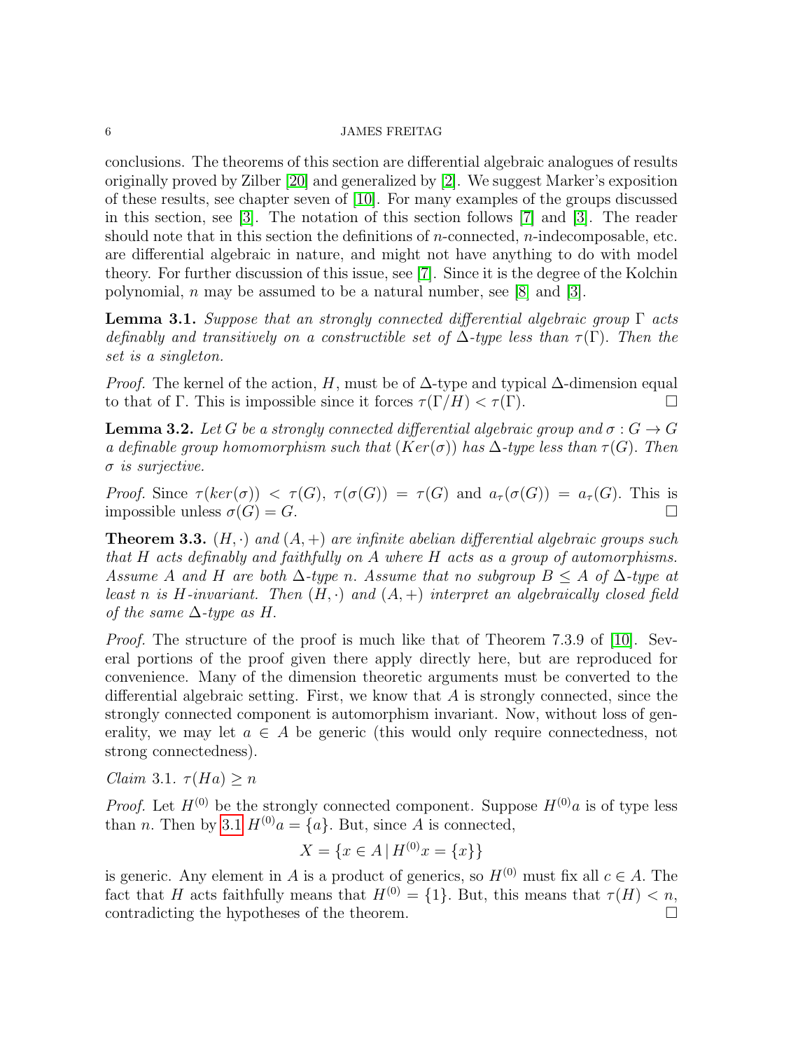conclusions. The theorems of this section are differential algebraic analogues of results originally proved by Zilber [20] and generalized by [2]. We suggest Marker's exposition of these results, see chapter seven of [10]. For many examples of the groups discussed in this section, see [3]. The notation of this section follows [7] and [3]. The reader should note that in this section the definitions of $n$-connected, $n$-indecomposable, etc. are differential algebraic in nature, and might not have anything to do with model theory. For further discussion of this issue, see [7]. Since it is the degree of the Kolchin polynomial, $n$ may be assumed to be a natural number, see [8] and [3].

**Lemma 3.1.** *Suppose that an strongly connected differential algebraic group $\Gamma$ acts definably and transitively on a constructible set of $\Delta$-type less than $\tau(\Gamma)$. Then the set is a singleton.*

*Proof.* The kernel of the action, $H$, must be of $\Delta$-type and typical $\Delta$-dimension equal to that of $\Gamma$. This is impossible since it forces $\tau(\Gamma/H) < \tau(\Gamma)$. $\square$

**Lemma 3.2.** *Let $G$ be a strongly connected differential algebraic group and $\sigma : G \to G$ a definable group homomorphism such that $(Ker(\sigma))$ has $\Delta$-type less than $\tau(G)$. Then $\sigma$ is surjective.*

*Proof.* Since $\tau(ker(\sigma)) < \tau(G)$, $\tau(\sigma(G)) = \tau(G)$ and $a_\tau(\sigma(G)) = a_\tau(G)$. This is impossible unless $\sigma(G) = G$. $\square$

**Theorem 3.3.** *$(H, \cdot)$ and $(A, +)$ are infinite abelian differential algebraic groups such that $H$ acts definably and faithfully on $A$ where $H$ acts as a group of automorphisms. Assume $A$ and $H$ are both $\Delta$-type $n$. Assume that no subgroup $B \leq A$ of $\Delta$-type at least $n$ is $H$-invariant. Then $(H, \cdot)$ and $(A, +)$ interpret an algebraically closed field of the same $\Delta$-type as $H$.*

*Proof.* The structure of the proof is much like that of Theorem 7.3.9 of [10]. Several portions of the proof given there apply directly here, but are reproduced for convenience. Many of the dimension theoretic arguments must be converted to the differential algebraic setting. First, we know that $A$ is strongly connected, since the strongly connected component is automorphism invariant. Now, without loss of generality, we may let $a \in A$ be generic (this would only require connectedness, not strong connectedness).

*Claim* 3.1. $\tau(Ha) \geq n$

*Proof.* Let $H^{(0)}$ be the strongly connected component. Suppose $H^{(0)}a$ is of type less than $n$. Then by 3.1 $H^{(0)}a = \{a\}$. But, since $A$ is connected,

$$X = \{x \in A \,|\, H^{(0)}x = \{x\}\}$$

is generic. Any element in $A$ is a product of generics, so $H^{(0)}$ must fix all $c \in A$. The fact that $H$ acts faithfully means that $H^{(0)} = \{1\}$. But, this means that $\tau(H) < n$, contradicting the hypotheses of the theorem. $\square$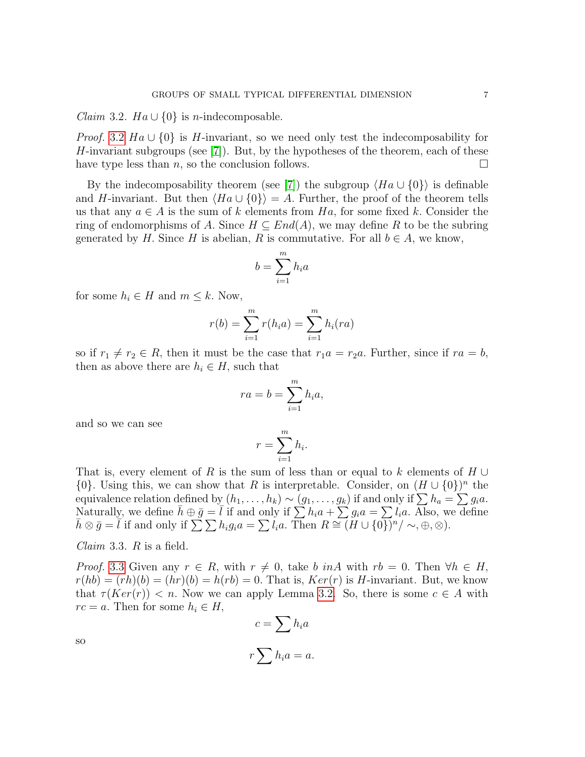*Claim* 3.2. $Ha \cup \{0\}$ is $n$-indecomposable.

*Proof.* 3.2 $Ha \cup \{0\}$ is $H$-invariant, so we need only test the indecomposability for $H$-invariant subgroups (see [7]). But, by the hypotheses of the theorem, each of these have type less than $n$, so the conclusion follows. $\square$

By the indecomposability theorem (see [7]) the subgroup $\langle Ha \cup \{0\}\rangle$ is definable and $H$-invariant. But then $\langle Ha \cup \{0\}\rangle = A$. Further, the proof of the theorem tells us that any $a \in A$ is the sum of $k$ elements from $Ha$, for some fixed $k$. Consider the ring of endomorphisms of $A$. Since $H \subseteq End(A)$, we may define $R$ to be the subring generated by $H$. Since $H$ is abelian, $R$ is commutative. For all $b \in A$, we know,

$$b = \sum_{i=1}^{m} h_i a$$

for some $h_i \in H$ and $m \leq k$. Now,

$$r(b) = \sum_{i=1}^{m} r(h_i a) = \sum_{i=1}^{m} h_i(ra)$$

so if $r_1 \neq r_2 \in R$, then it must be the case that $r_1 a = r_2 a$. Further, since if $ra = b$, then as above there are $h_i \in H$, such that

$$ra = b = \sum_{i=1}^{m} h_i a,$$

and so we can see

$$r = \sum_{i=1}^{m} h_i.$$

That is, every element of $R$ is the sum of less than or equal to $k$ elements of $H \cup \{0\}$. Using this, we can show that $R$ is interpretable. Consider, on $(H \cup \{0\})^n$ the equivalence relation defined by $(h_1, \ldots, h_k) \sim (g_1, \ldots, g_k)$ if and only if $\sum h_a = \sum g_i a$. Naturally, we define $\bar{h} \oplus \bar{g} = \bar{l}$ if and only if $\sum h_i a + \sum g_i a = \sum l_i a$. Also, we define $\bar{h} \otimes \bar{g} = \bar{l}$ if and only if $\sum \sum h_i g_i a = \sum l_i a$. Then $R \cong (H \cup \{0\})^n / \sim, \oplus, \otimes)$.

*Claim* 3.3. $R$ is a field.

*Proof.* 3.3 Given any $r \in R$, with $r \neq 0$, take $b\ inA$ with $rb = 0$. Then $\forall h \in H$, $r(hb) = (rh)(b) = (hr)(b) = h(rb) = 0$. That is, $Ker(r)$ is $H$-invariant. But, we know that $\tau(Ker(r)) < n$. Now we can apply Lemma 3.2. So, there is some $c \in A$ with $rc = a$. Then for some $h_i \in H$,

$$c = \sum h_i a$$

so

$$r \sum h_i a = a.$$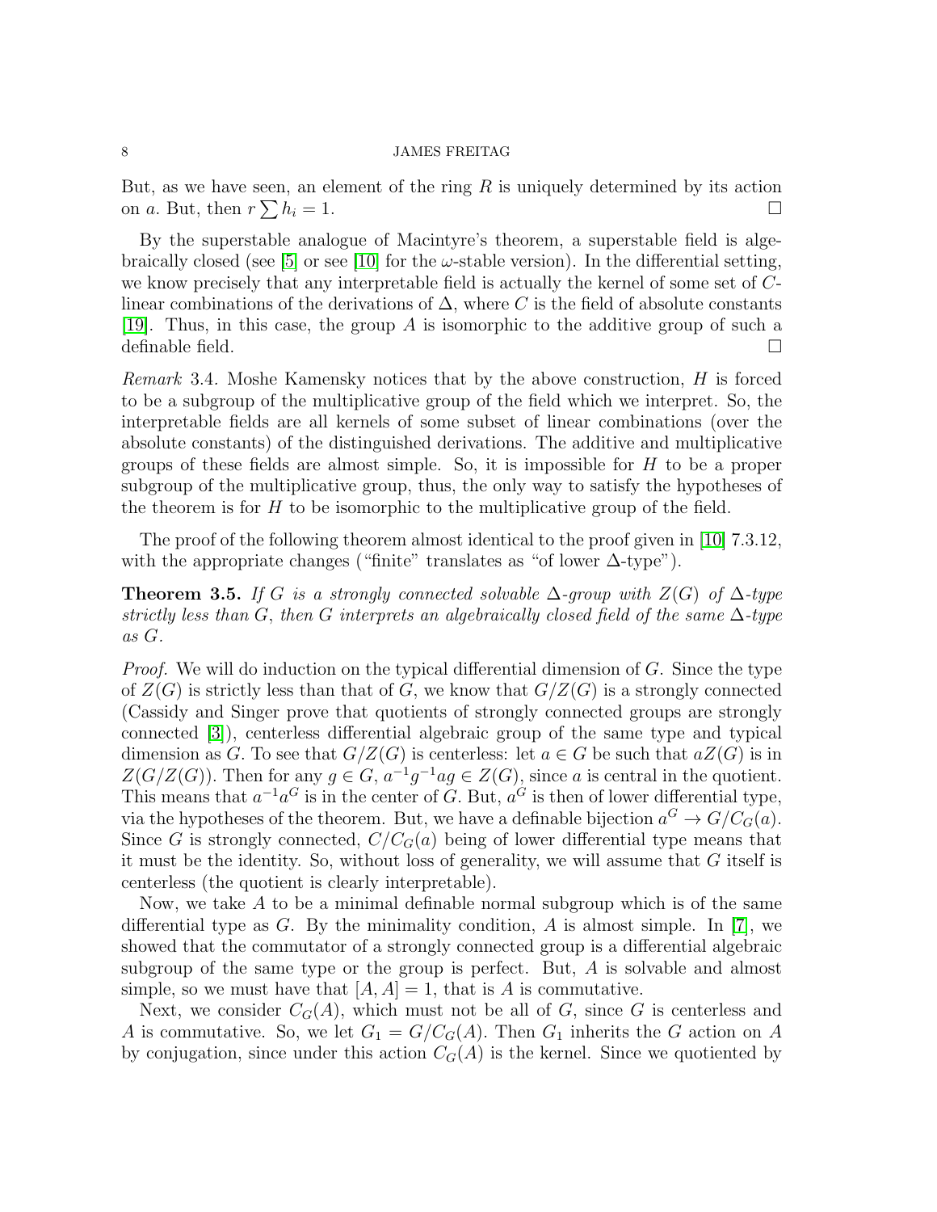But, as we have seen, an element of the ring $R$ is uniquely determined by its action on $a$. But, then $r \sum h_i = 1$. $\square$

By the superstable analogue of Macintyre's theorem, a superstable field is algebraically closed (see [5] or see [10] for the $\omega$-stable version). In the differential setting, we know precisely that any interpretable field is actually the kernel of some set of $C$-linear combinations of the derivations of $\Delta$, where $C$ is the field of absolute constants [19]. Thus, in this case, the group $A$ is isomorphic to the additive group of such a definable field. $\square$

*Remark* 3.4. Moshe Kamensky notices that by the above construction, $H$ is forced to be a subgroup of the multiplicative group of the field which we interpret. So, the interpretable fields are all kernels of some subset of linear combinations (over the absolute constants) of the distinguished derivations. The additive and multiplicative groups of these fields are almost simple. So, it is impossible for $H$ to be a proper subgroup of the multiplicative group, thus, the only way to satisfy the hypotheses of the theorem is for $H$ to be isomorphic to the multiplicative group of the field.

The proof of the following theorem almost identical to the proof given in [10] 7.3.12, with the appropriate changes ("finite" translates as "of lower $\Delta$-type").

**Theorem 3.5.** *If $G$ is a strongly connected solvable $\Delta$-group with $Z(G)$ of $\Delta$-type strictly less than $G$, then $G$ interprets an algebraically closed field of the same $\Delta$-type as $G$.*

*Proof.* We will do induction on the typical differential dimension of $G$. Since the type of $Z(G)$ is strictly less than that of $G$, we know that $G/Z(G)$ is a strongly connected (Cassidy and Singer prove that quotients of strongly connected groups are strongly connected [3]), centerless differential algebraic group of the same type and typical dimension as $G$. To see that $G/Z(G)$ is centerless: let $a \in G$ be such that $aZ(G)$ is in $Z(G/Z(G))$. Then for any $g \in G$, $a^{-1}g^{-1}ag \in Z(G)$, since $a$ is central in the quotient. This means that $a^{-1}a^G$ is in the center of $G$. But, $a^G$ is then of lower differential type, via the hypotheses of the theorem. But, we have a definable bijection $a^G \to G/C_G(a)$. Since $G$ is strongly connected, $C/C_G(a)$ being of lower differential type means that it must be the identity. So, without loss of generality, we will assume that $G$ itself is centerless (the quotient is clearly interpretable).

Now, we take $A$ to be a minimal definable normal subgroup which is of the same differential type as $G$. By the minimality condition, $A$ is almost simple. In [7], we showed that the commutator of a strongly connected group is a differential algebraic subgroup of the same type or the group is perfect. But, $A$ is solvable and almost simple, so we must have that $[A, A] = 1$, that is $A$ is commutative.

Next, we consider $C_G(A)$, which must not be all of $G$, since $G$ is centerless and $A$ is commutative. So, we let $G_1 = G/C_G(A)$. Then $G_1$ inherits the $G$ action on $A$ by conjugation, since under this action $C_G(A)$ is the kernel. Since we quotiented by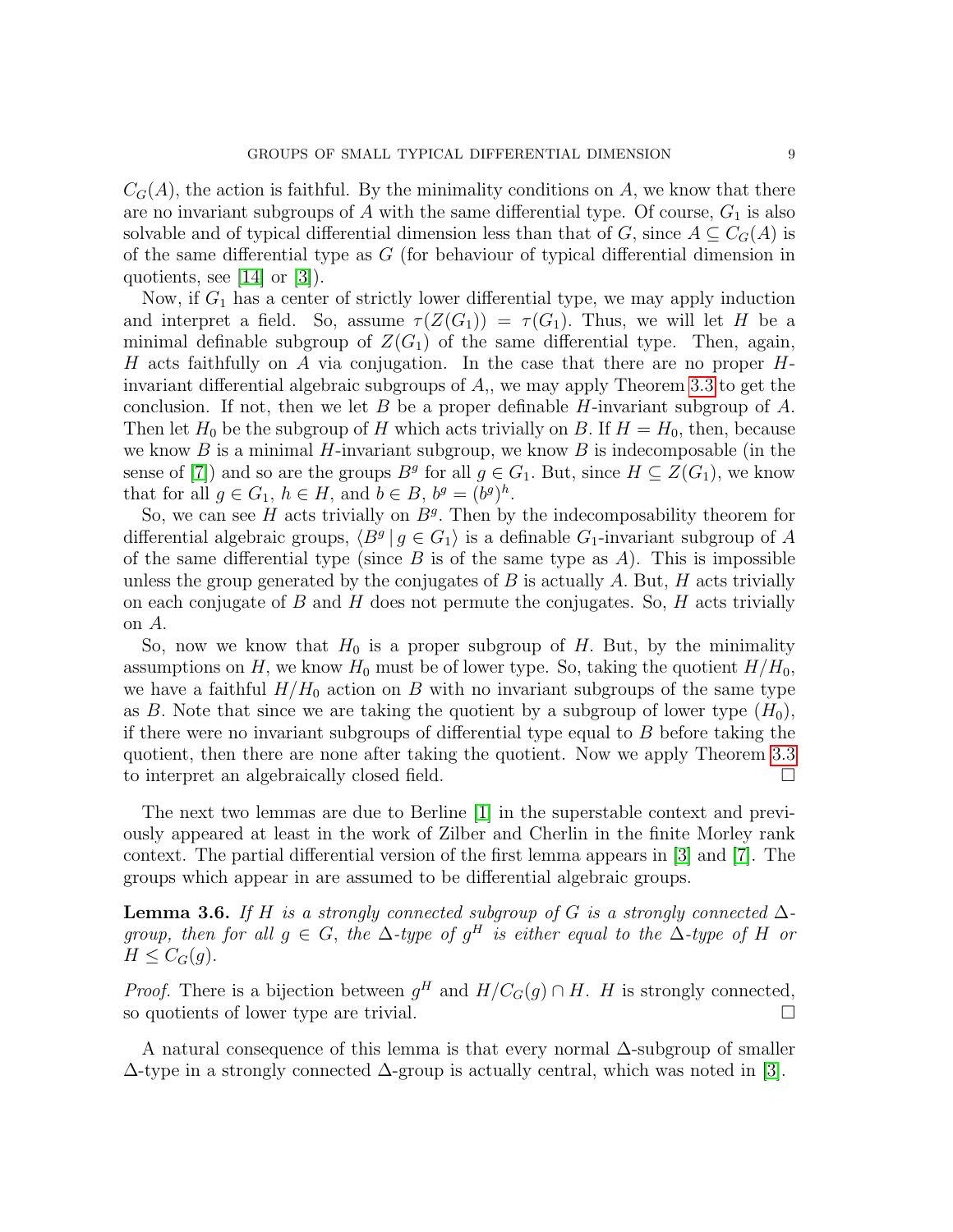$C_G(A)$, the action is faithful. By the minimality conditions on $A$, we know that there are no invariant subgroups of $A$ with the same differential type. Of course, $G_1$ is also solvable and of typical differential dimension less than that of $G$, since $A \subseteq C_G(A)$ is of the same differential type as $G$ (for behaviour of typical differential dimension in quotients, see [14] or [3]).

Now, if $G_1$ has a center of strictly lower differential type, we may apply induction and interpret a field. So, assume $\tau(Z(G_1)) = \tau(G_1)$. Thus, we will let $H$ be a minimal definable subgroup of $Z(G_1)$ of the same differential type. Then, again, $H$ acts faithfully on $A$ via conjugation. In the case that there are no proper $H$-invariant differential algebraic subgroups of $A$,, we may apply Theorem 3.3 to get the conclusion. If not, then we let $B$ be a proper definable $H$-invariant subgroup of $A$. Then let $H_0$ be the subgroup of $H$ which acts trivially on $B$. If $H = H_0$, then, because we know $B$ is a minimal $H$-invariant subgroup, we know $B$ is indecomposable (in the sense of [7]) and so are the groups $B^g$ for all $g \in G_1$. But, since $H \subseteq Z(G_1)$, we know that for all $g \in G_1$, $h \in H$, and $b \in B$, $b^g = (b^g)^h$.

So, we can see $H$ acts trivially on $B^g$. Then by the indecomposability theorem for differential algebraic groups, $\langle B^g \mid g \in G_1 \rangle$ is a definable $G_1$-invariant subgroup of $A$ of the same differential type (since $B$ is of the same type as $A$). This is impossible unless the group generated by the conjugates of $B$ is actually $A$. But, $H$ acts trivially on each conjugate of $B$ and $H$ does not permute the conjugates. So, $H$ acts trivially on $A$.

So, now we know that $H_0$ is a proper subgroup of $H$. But, by the minimality assumptions on $H$, we know $H_0$ must be of lower type. So, taking the quotient $H/H_0$, we have a faithful $H/H_0$ action on $B$ with no invariant subgroups of the same type as $B$. Note that since we are taking the quotient by a subgroup of lower type ($H_0$), if there were no invariant subgroups of differential type equal to $B$ before taking the quotient, then there are none after taking the quotient. Now we apply Theorem 3.3 to interpret an algebraically closed field. $\square$

The next two lemmas are due to Berline [1] in the superstable context and previously appeared at least in the work of Zilber and Cherlin in the finite Morley rank context. The partial differential version of the first lemma appears in [3] and [7]. The groups which appear in are assumed to be differential algebraic groups.

**Lemma 3.6.** *If $H$ is a strongly connected subgroup of $G$ is a strongly connected $\Delta$-group, then for all $g \in G$, the $\Delta$-type of $g^H$ is either equal to the $\Delta$-type of $H$ or $H \leq C_G(g)$.*

*Proof.* There is a bijection between $g^H$ and $H/C_G(g) \cap H$. $H$ is strongly connected, so quotients of lower type are trivial. $\square$

A natural consequence of this lemma is that every normal $\Delta$-subgroup of smaller $\Delta$-type in a strongly connected $\Delta$-group is actually central, which was noted in [3].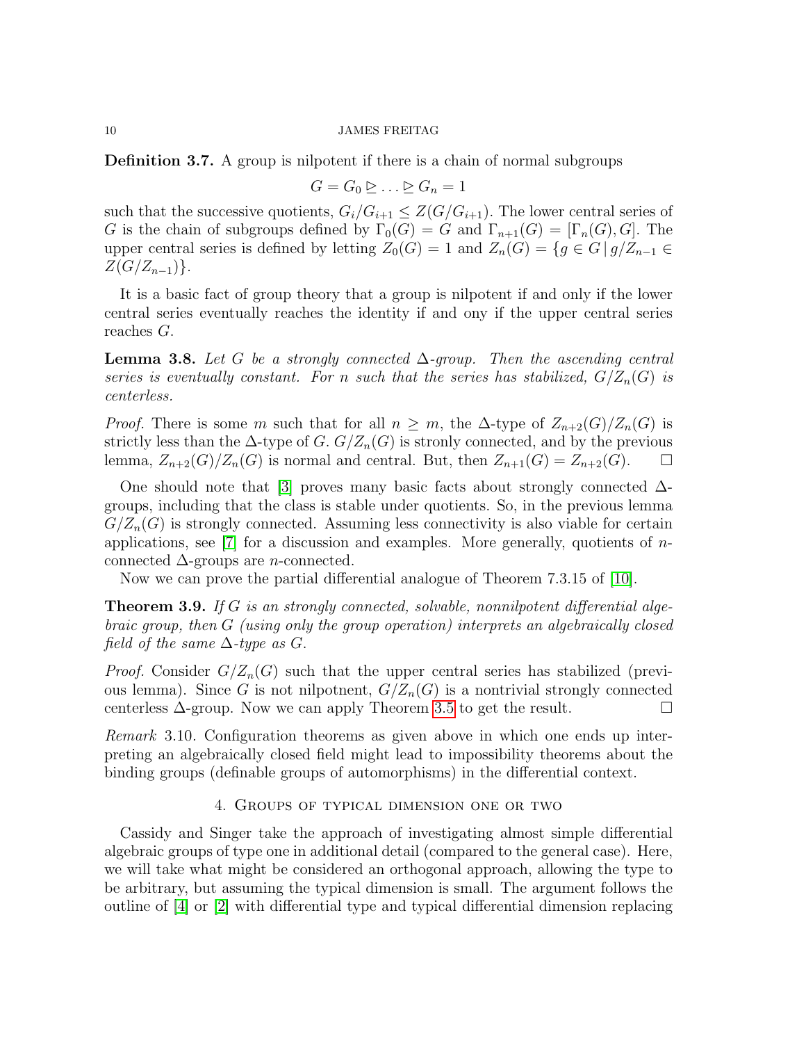**Definition 3.7.** A group is nilpotent if there is a chain of normal subgroups

$$G = G_0 \trianglerighteq \ldots \trianglerighteq G_n = 1$$

such that the successive quotients, $G_i/G_{i+1} \leq Z(G/G_{i+1})$. The lower central series of $G$ is the chain of subgroups defined by $\Gamma_0(G) = G$ and $\Gamma_{n+1}(G) = [\Gamma_n(G), G]$. The upper central series is defined by letting $Z_0(G) = 1$ and $Z_n(G) = \{g \in G \mid g/Z_{n-1} \in Z(G/Z_{n-1})\}$.

It is a basic fact of group theory that a group is nilpotent if and only if the lower central series eventually reaches the identity if and ony if the upper central series reaches $G$.

**Lemma 3.8.** *Let $G$ be a strongly connected $\Delta$-group. Then the ascending central series is eventually constant. For $n$ such that the series has stabilized, $G/Z_n(G)$ is centerless.*

*Proof.* There is some $m$ such that for all $n \geq m$, the $\Delta$-type of $Z_{n+2}(G)/Z_n(G)$ is strictly less than the $\Delta$-type of $G$. $G/Z_n(G)$ is stronly connected, and by the previous lemma, $Z_{n+2}(G)/Z_n(G)$ is normal and central. But, then $Z_{n+1}(G) = Z_{n+2}(G)$. $\square$

One should note that [3] proves many basic facts about strongly connected $\Delta$-groups, including that the class is stable under quotients. So, in the previous lemma $G/Z_n(G)$ is strongly connected. Assuming less connectivity is also viable for certain applications, see [7] for a discussion and examples. More generally, quotients of $n$-connected $\Delta$-groups are $n$-connected.

Now we can prove the partial differential analogue of Theorem 7.3.15 of [10].

**Theorem 3.9.** *If $G$ is an strongly connected, solvable, nonnilpotent differential algebraic group, then $G$ (using only the group operation) interprets an algebraically closed field of the same $\Delta$-type as $G$.*

*Proof.* Consider $G/Z_n(G)$ such that the upper central series has stabilized (previous lemma). Since $G$ is not nilpotnent, $G/Z_n(G)$ is a nontrivial strongly connected centerless $\Delta$-group. Now we can apply Theorem 3.5 to get the result. $\square$

*Remark* 3.10. Configuration theorems as given above in which one ends up interpreting an algebraically closed field might lead to impossibility theorems about the binding groups (definable groups of automorphisms) in the differential context.

## 4. Groups of typical dimension one or two

Cassidy and Singer take the approach of investigating almost simple differential algebraic groups of type one in additional detail (compared to the general case). Here, we will take what might be considered an orthogonal approach, allowing the type to be arbitrary, but assuming the typical dimension is small. The argument follows the outline of [4] or [2] with differential type and typical differential dimension replacing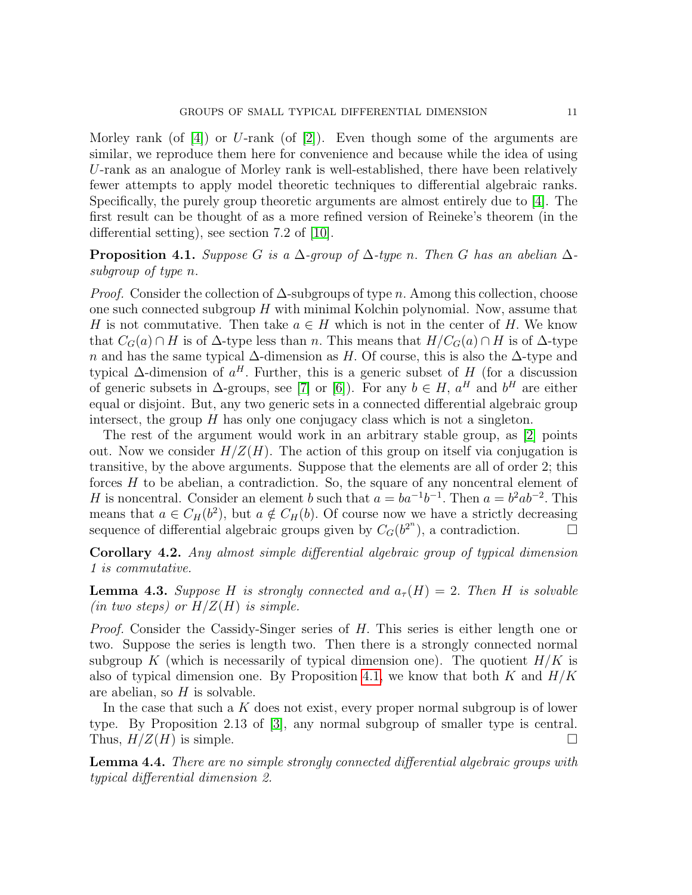Morley rank (of [4]) or $U$-rank (of [2]). Even though some of the arguments are similar, we reproduce them here for convenience and because while the idea of using $U$-rank as an analogue of Morley rank is well-established, there have been relatively fewer attempts to apply model theoretic techniques to differential algebraic ranks. Specifically, the purely group theoretic arguments are almost entirely due to [4]. The first result can be thought of as a more refined version of Reineke's theorem (in the differential setting), see section 7.2 of [10].

**Proposition 4.1.** *Suppose $G$ is a $\Delta$-group of $\Delta$-type $n$. Then $G$ has an abelian $\Delta$-subgroup of type $n$.*

*Proof.* Consider the collection of $\Delta$-subgroups of type $n$. Among this collection, choose one such connected subgroup $H$ with minimal Kolchin polynomial. Now, assume that $H$ is not commutative. Then take $a \in H$ which is not in the center of $H$. We know that $C_G(a) \cap H$ is of $\Delta$-type less than $n$. This means that $H/C_G(a) \cap H$ is of $\Delta$-type $n$ and has the same typical $\Delta$-dimension as $H$. Of course, this is also the $\Delta$-type and typical $\Delta$-dimension of $a^H$. Further, this is a generic subset of $H$ (for a discussion of generic subsets in $\Delta$-groups, see [7] or [6]). For any $b \in H$, $a^H$ and $b^H$ are either equal or disjoint. But, any two generic sets in a connected differential algebraic group intersect, the group $H$ has only one conjugacy class which is not a singleton.

The rest of the argument would work in an arbitrary stable group, as [2] points out. Now we consider $H/Z(H)$. The action of this group on itself via conjugation is transitive, by the above arguments. Suppose that the elements are all of order 2; this forces $H$ to be abelian, a contradiction. So, the square of any noncentral element of $H$ is noncentral. Consider an element $b$ such that $a = ba^{-1}b^{-1}$. Then $a = b^2ab^{-2}$. This means that $a \in C_H(b^2)$, but $a \notin C_H(b)$. Of course now we have a strictly decreasing sequence of differential algebraic groups given by $C_G(b^{2^n})$, a contradiction. $\square$

**Corollary 4.2.** *Any almost simple differential algebraic group of typical dimension 1 is commutative.*

**Lemma 4.3.** *Suppose $H$ is strongly connected and $a_\tau(H) = 2$. Then $H$ is solvable (in two steps) or $H/Z(H)$ is simple.*

*Proof.* Consider the Cassidy-Singer series of $H$. This series is either length one or two. Suppose the series is length two. Then there is a strongly connected normal subgroup $K$ (which is necessarily of typical dimension one). The quotient $H/K$ is also of typical dimension one. By Proposition 4.1, we know that both $K$ and $H/K$ are abelian, so $H$ is solvable.

In the case that such a $K$ does not exist, every proper normal subgroup is of lower type. By Proposition 2.13 of [3], any normal subgroup of smaller type is central. Thus, $H/Z(H)$ is simple. $\square$

**Lemma 4.4.** *There are no simple strongly connected differential algebraic groups with typical differential dimension 2.*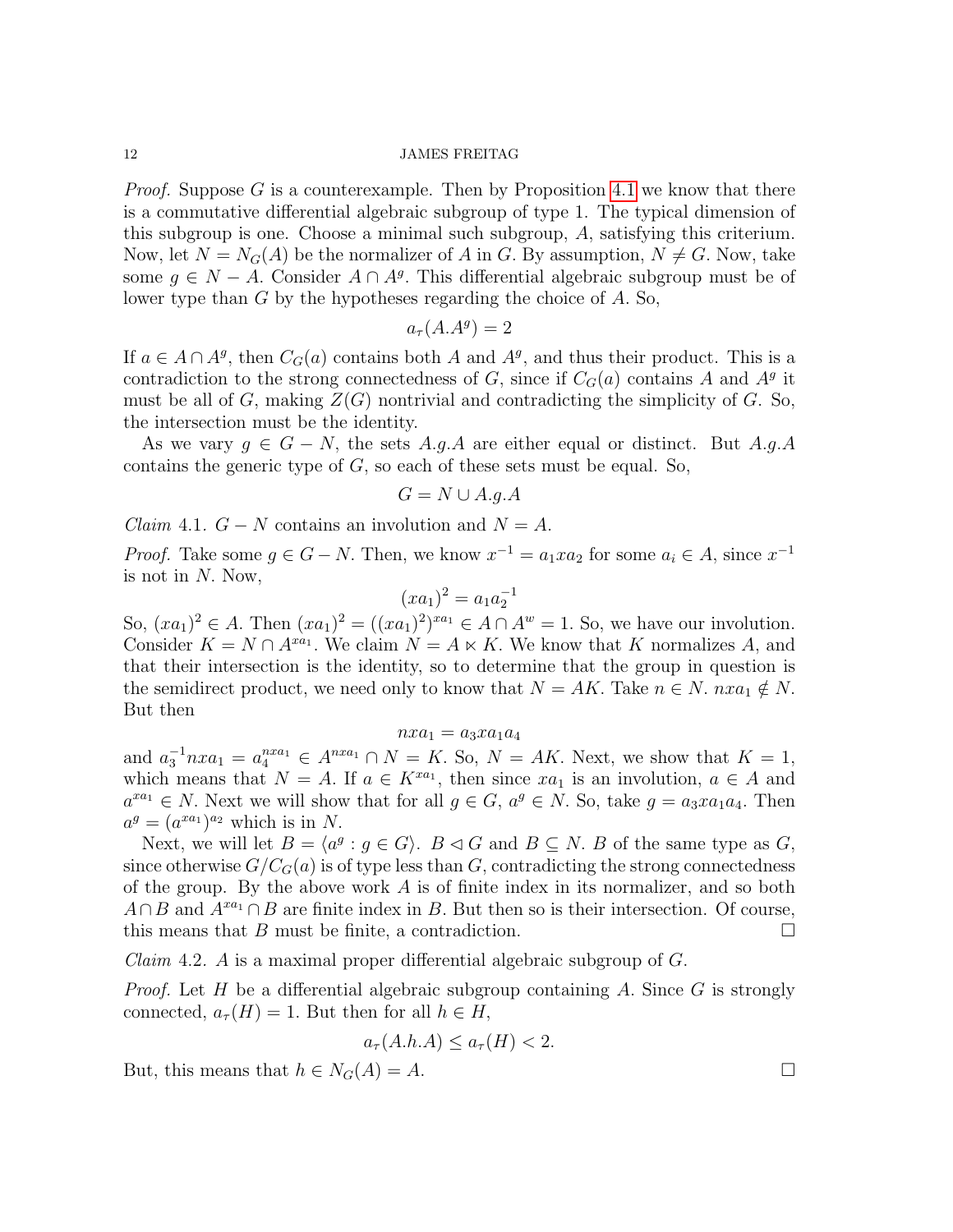*Proof.* Suppose $G$ is a counterexample. Then by Proposition 4.1 we know that there is a commutative differential algebraic subgroup of type 1. The typical dimension of this subgroup is one. Choose a minimal such subgroup, $A$, satisfying this criterium. Now, let $N = N_G(A)$ be the normalizer of $A$ in $G$. By assumption, $N \neq G$. Now, take some $g \in N - A$. Consider $A \cap A^g$. This differential algebraic subgroup must be of lower type than $G$ by the hypotheses regarding the choice of $A$. So,

$$a_\tau(A.A^g) = 2$$

If $a \in A \cap A^g$, then $C_G(a)$ contains both $A$ and $A^g$, and thus their product. This is a contradiction to the strong connectedness of $G$, since if $C_G(a)$ contains $A$ and $A^g$ it must be all of $G$, making $Z(G)$ nontrivial and contradicting the simplicity of $G$. So, the intersection must be the identity.

As we vary $g \in G - N$, the sets $A.g.A$ are either equal or distinct. But $A.g.A$ contains the generic type of $G$, so each of these sets must be equal. So,

$$G = N \cup A.g.A$$

*Claim* 4.1. $G - N$ contains an involution and $N = A$.

*Proof.* Take some $g \in G - N$. Then, we know $x^{-1} = a_1 x a_2$ for some $a_i \in A$, since $x^{-1}$ is not in $N$. Now,

$$(xa_1)^2 = a_1 a_2^{-1}$$

So, $(xa_1)^2 \in A$. Then $(xa_1)^2 = ((xa_1)^2)^{xa_1} \in A \cap A^w = 1$. So, we have our involution. Consider $K = N \cap A^{xa_1}$. We claim $N = A \ltimes K$. We know that $K$ normalizes $A$, and that their intersection is the identity, so to determine that the group in question is the semidirect product, we need only to know that $N = AK$. Take $n \in N$. $nxa_1 \notin N$. But then

$$nxa_1 = a_3 x a_1 a_4$$

and $a_3^{-1} n x a_1 = a_4^{nxa_1} \in A^{nxa_1} \cap N = K$. So, $N = AK$. Next, we show that $K = 1$, which means that $N = A$. If $a \in K^{xa_1}$, then since $xa_1$ is an involution, $a \in A$ and $a^{xa_1} \in N$. Next we will show that for all $g \in G$, $a^g \in N$. So, take $g = a_3 x a_1 a_4$. Then $a^g = (a^{xa_1})^{a_2}$ which is in $N$.

Next, we will let $B = \langle a^g : g \in G \rangle$. $B \lhd G$ and $B \subseteq N$. $B$ of the same type as $G$, since otherwise $G/C_G(a)$ is of type less than $G$, contradicting the strong connectedness of the group. By the above work $A$ is of finite index in its normalizer, and so both $A \cap B$ and $A^{xa_1} \cap B$ are finite index in $B$. But then so is their intersection. Of course, this means that $B$ must be finite, a contradiction. □

*Claim* 4.2. $A$ is a maximal proper differential algebraic subgroup of $G$.

*Proof.* Let $H$ be a differential algebraic subgroup containing $A$. Since $G$ is strongly connected, $a_\tau(H) = 1$. But then for all $h \in H$,

$$a_\tau(A.h.A) \leq a_\tau(H) < 2.$$

But, this means that $h \in N_G(A) = A$. □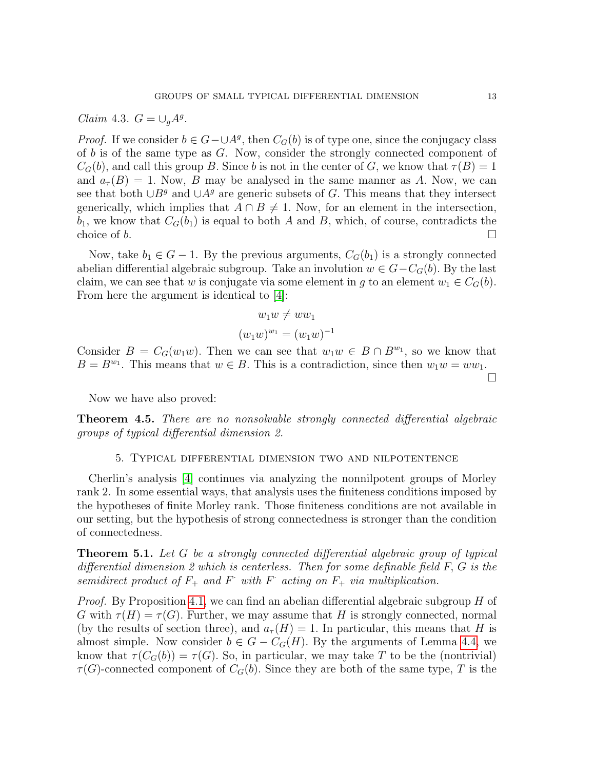*Claim* 4.3. $G = \cup_g A^g$.

*Proof.* If we consider $b \in G - \cup A^g$, then $C_G(b)$ is of type one, since the conjugacy class of $b$ is of the same type as $G$. Now, consider the strongly connected component of $C_G(b)$, and call this group $B$. Since $b$ is not in the center of $G$, we know that $\tau(B) = 1$ and $a_\tau(B) = 1$. Now, $B$ may be analysed in the same manner as $A$. Now, we can see that both $\cup B^g$ and $\cup A^g$ are generic subsets of $G$. This means that they intersect generically, which implies that $A \cap B \neq 1$. Now, for an element in the intersection, $b_1$, we know that $C_G(b_1)$ is equal to both $A$ and $B$, which, of course, contradicts the choice of $b$. $\square$

Now, take $b_1 \in G - 1$. By the previous arguments, $C_G(b_1)$ is a strongly connected abelian differential algebraic subgroup. Take an involution $w \in G - C_G(b)$. By the last claim, we can see that $w$ is conjugate via some element in $g$ to an element $w_1 \in C_G(b)$. From here the argument is identical to [4]:

$$w_1 w \neq w w_1$$

$$(w_1 w)^{w_1} = (w_1 w)^{-1}$$

Consider $B = C_G(w_1 w)$. Then we can see that $w_1 w \in B \cap B^{w_1}$, so we know that $B = B^{w_1}$. This means that $w \in B$. This is a contradiction, since then $w_1 w = w w_1$. $\square$

Now we have also proved:

**Theorem 4.5.** *There are no nonsolvable strongly connected differential algebraic groups of typical differential dimension 2.*

## 5. Typical differential dimension two and nilpotentence

Cherlin's analysis [4] continues via analyzing the nonnilpotent groups of Morley rank 2. In some essential ways, that analysis uses the finiteness conditions imposed by the hypotheses of finite Morley rank. Those finiteness conditions are not available in our setting, but the hypothesis of strong connectedness is stronger than the condition of connectedness.

**Theorem 5.1.** *Let $G$ be a strongly connected differential algebraic group of typical differential dimension 2 which is centerless. Then for some definable field $F$, $G$ is the semidirect product of $F_+$ and $F^\cdot$ with $F^\cdot$ acting on $F_+$ via multiplication.*

*Proof.* By Proposition 4.1, we can find an abelian differential algebraic subgroup $H$ of $G$ with $\tau(H) = \tau(G)$. Further, we may assume that $H$ is strongly connected, normal (by the results of section three), and $a_\tau(H) = 1$. In particular, this means that $H$ is almost simple. Now consider $b \in G - C_G(H)$. By the arguments of Lemma 4.4, we know that $\tau(C_G(b)) = \tau(G)$. So, in particular, we may take $T$ to be the (nontrivial) $\tau(G)$-connected component of $C_G(b)$. Since they are both of the same type, $T$ is the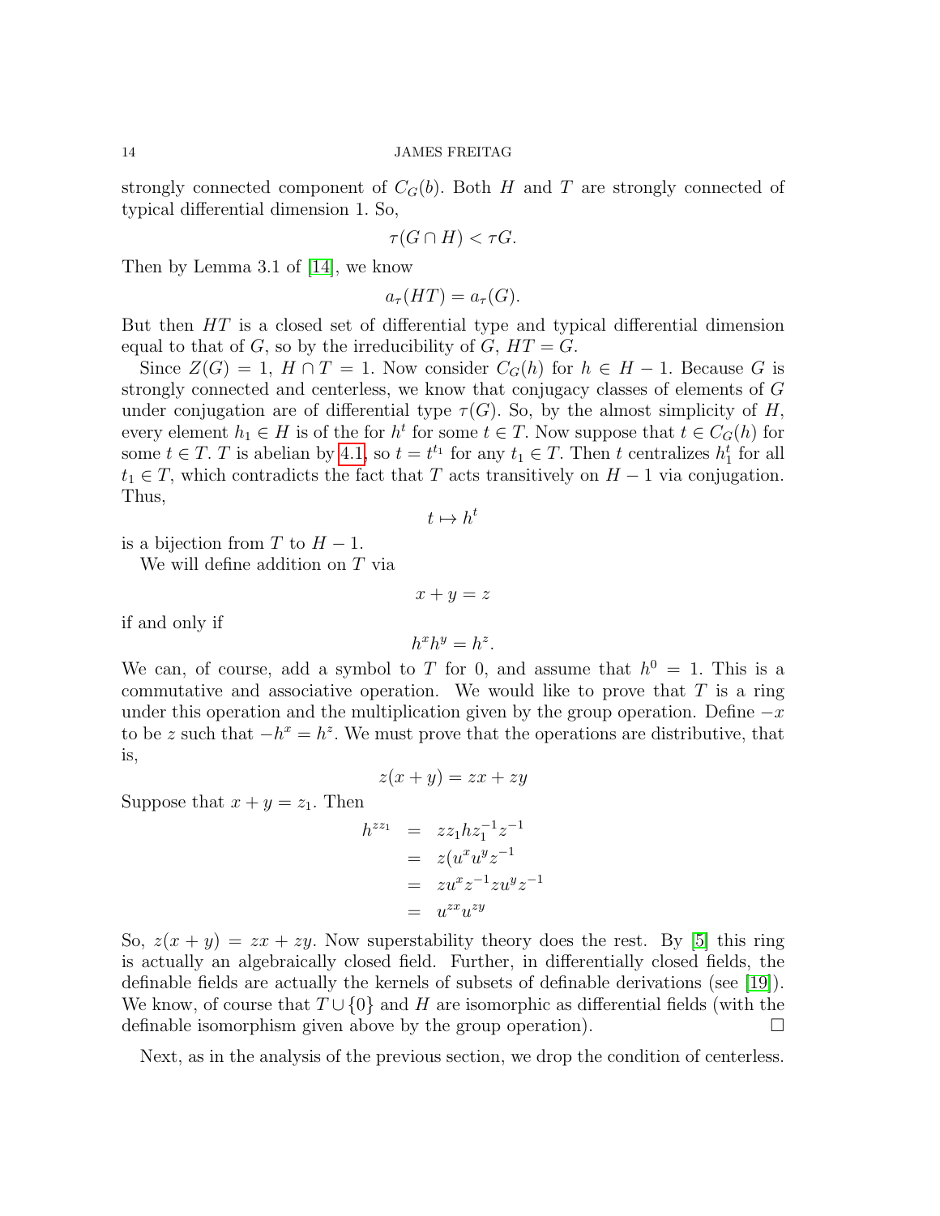strongly connected component of $C_G(b)$. Both $H$ and $T$ are strongly connected of typical differential dimension 1. So,

$$\tau(G \cap H) < \tau G.$$

Then by Lemma 3.1 of [14], we know

$$a_\tau(HT) = a_\tau(G).$$

But then $HT$ is a closed set of differential type and typical differential dimension equal to that of $G$, so by the irreducibility of $G$, $HT = G$.

Since $Z(G) = 1$, $H \cap T = 1$. Now consider $C_G(h)$ for $h \in H - 1$. Because $G$ is strongly connected and centerless, we know that conjugacy classes of elements of $G$ under conjugation are of differential type $\tau(G)$. So, by the almost simplicity of $H$, every element $h_1 \in H$ is of the for $h^t$ for some $t \in T$. Now suppose that $t \in C_G(h)$ for some $t \in T$. $T$ is abelian by 4.1, so $t = t^{t_1}$ for any $t_1 \in T$. Then $t$ centralizes $h_1^t$ for all $t_1 \in T$, which contradicts the fact that $T$ acts transitively on $H - 1$ via conjugation. Thus,

$$t \mapsto h^t$$

is a bijection from $T$ to $H - 1$.

We will define addition on $T$ via

$$x + y = z$$

if and only if

$$h^x h^y = h^z.$$

We can, of course, add a symbol to $T$ for 0, and assume that $h^0 = 1$. This is a commutative and associative operation. We would like to prove that $T$ is a ring under this operation and the multiplication given by the group operation. Define $-x$ to be $z$ such that $-h^x = h^z$. We must prove that the operations are distributive, that is,

$$z(x + y) = zx + zy$$

Suppose that $x + y = z_1$. Then

$$\begin{aligned}
h^{zz_1} &= zz_1 h z_1^{-1} z^{-1} \\
&= z(u^x u^y z^{-1} \\
&= zu^x z^{-1} z u^y z^{-1} \\
&= u^{zx} u^{zy}
\end{aligned}$$

So, $z(x + y) = zx + zy$. Now superstability theory does the rest. By [5] this ring is actually an algebraically closed field. Further, in differentially closed fields, the definable fields are actually the kernels of subsets of definable derivations (see [19]). We know, of course that $T \cup \{0\}$ and $H$ are isomorphic as differential fields (with the definable isomorphism given above by the group operation). □

Next, as in the analysis of the previous section, we drop the condition of centerless.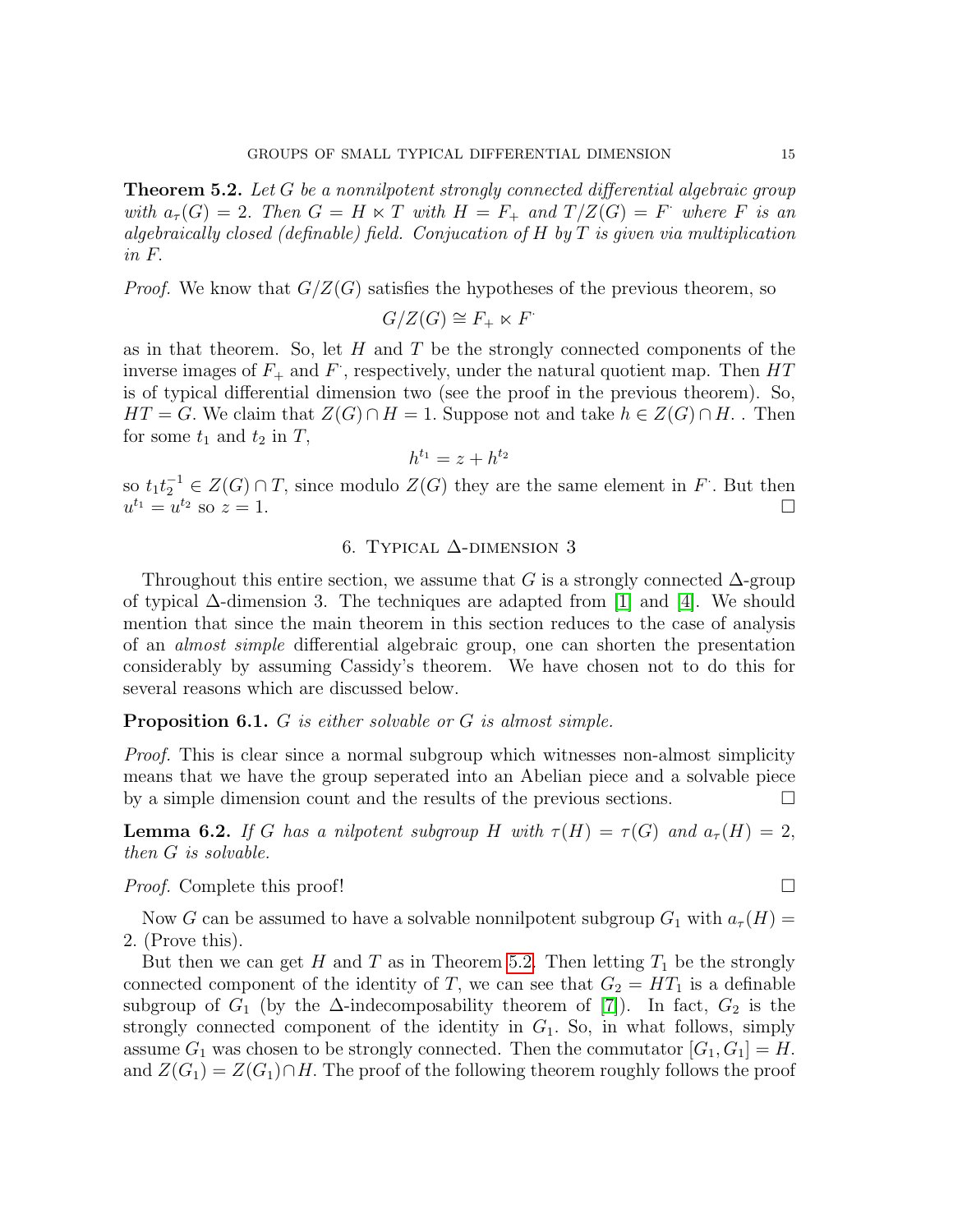**Theorem 5.2.** *Let $G$ be a nonnilpotent strongly connected differential algebraic group with $a_\tau(G) = 2$. Then $G = H \ltimes T$ with $H = F_+$ and $T/Z(G) = F^\cdot$ where $F$ is an algebraically closed (definable) field. Conjucation of $H$ by $T$ is given via multiplication in $F$.*

*Proof.* We know that $G/Z(G)$ satisfies the hypotheses of the previous theorem, so

$$G/Z(G) \cong F_+ \ltimes F^\cdot$$

as in that theorem. So, let $H$ and $T$ be the strongly connected components of the inverse images of $F_+$ and $F^\cdot$, respectively, under the natural quotient map. Then $HT$ is of typical differential dimension two (see the proof in the previous theorem). So, $HT = G$. We claim that $Z(G) \cap H = 1$. Suppose not and take $h \in Z(G) \cap H$. . Then for some $t_1$ and $t_2$ in $T$,

$$h^{t_1} = z + h^{t_2}$$

so $t_1 t_2^{-1} \in Z(G) \cap T$, since modulo $Z(G)$ they are the same element in $F^\cdot$. But then $u^{t_1} = u^{t_2}$ so $z = 1$. $\square$

## 6. Typical $\Delta$-dimension 3

Throughout this entire section, we assume that $G$ is a strongly connected $\Delta$-group of typical $\Delta$-dimension 3. The techniques are adapted from [1] and [4]. We should mention that since the main theorem in this section reduces to the case of analysis of an *almost simple* differential algebraic group, one can shorten the presentation considerably by assuming Cassidy's theorem. We have chosen not to do this for several reasons which are discussed below.

**Proposition 6.1.** *$G$ is either solvable or $G$ is almost simple.*

*Proof.* This is clear since a normal subgroup which witnesses non-almost simplicity means that we have the group seperated into an Abelian piece and a solvable piece by a simple dimension count and the results of the previous sections. $\square$

**Lemma 6.2.** *If $G$ has a nilpotent subgroup $H$ with $\tau(H) = \tau(G)$ and $a_\tau(H) = 2$, then $G$ is solvable.*

*Proof.* Complete this proof! $\square$

Now $G$ can be assumed to have a solvable nonnilpotent subgroup $G_1$ with $a_\tau(H) = 2$. (Prove this).

But then we can get $H$ and $T$ as in Theorem 5.2. Then letting $T_1$ be the strongly connected component of the identity of $T$, we can see that $G_2 = HT_1$ is a definable subgroup of $G_1$ (by the $\Delta$-indecomposability theorem of [7]). In fact, $G_2$ is the strongly connected component of the identity in $G_1$. So, in what follows, simply assume $G_1$ was chosen to be strongly connected. Then the commutator $[G_1, G_1] = H$. and $Z(G_1) = Z(G_1) \cap H$. The proof of the following theorem roughly follows the proof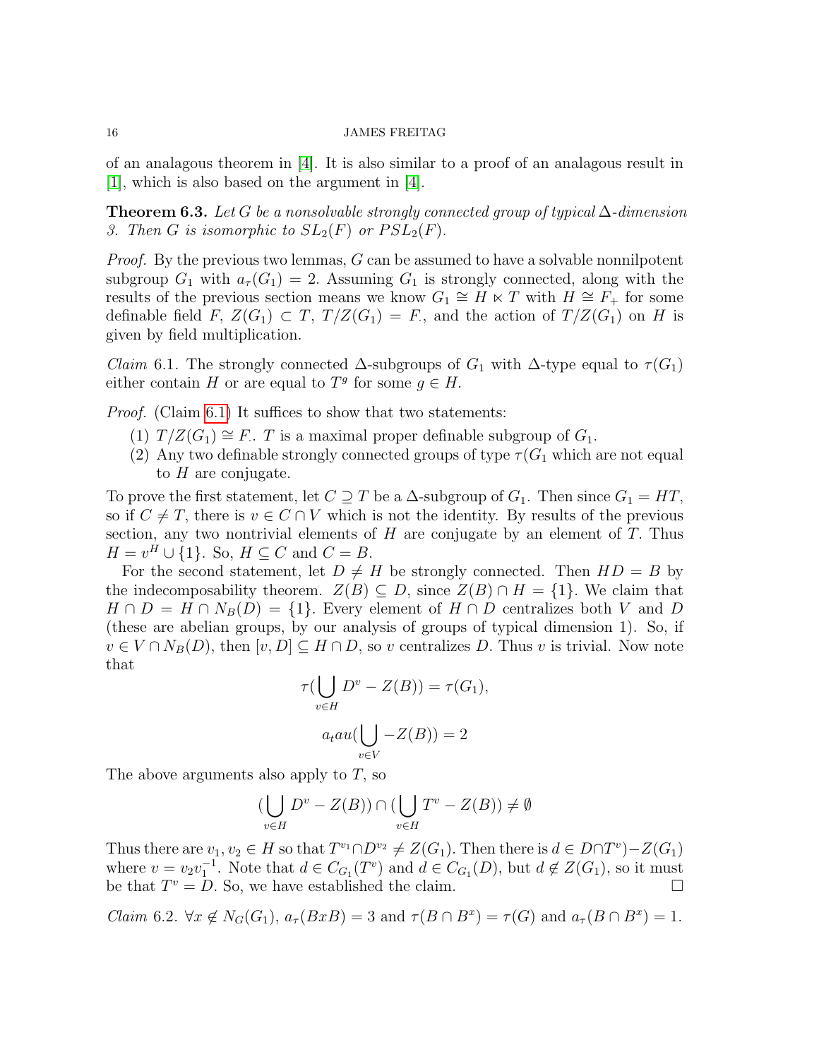of an analagous theorem in [4]. It is also similar to a proof of an analagous result in [1], which is also based on the argument in [4].

**Theorem 6.3.** *Let $G$ be a nonsolvable strongly connected group of typical $\Delta$-dimension 3. Then $G$ is isomorphic to $SL_2(F)$ or $PSL_2(F)$.*

*Proof.* By the previous two lemmas, $G$ can be assumed to have a solvable nonnilpotent subgroup $G_1$ with $a_\tau(G_1) = 2$. Assuming $G_1$ is strongly connected, along with the results of the previous section means we know $G_1 \cong H \ltimes T$ with $H \cong F_+$ for some definable field $F$, $Z(G_1) \subset T$, $T/Z(G_1) = F_\cdot$ and the action of $T/Z(G_1)$ on $H$ is given by field multiplication.

*Claim* 6.1. The strongly connected $\Delta$-subgroups of $G_1$ with $\Delta$-type equal to $\tau(G_1)$ either contain $H$ or are equal to $T^g$ for some $g \in H$.

*Proof.* (Claim 6.1) It suffices to show that two statements:

1. $T/Z(G_1) \cong F_\cdot$. $T$ is a maximal proper definable subgroup of $G_1$.
2. Any two definable strongly connected groups of type $\tau(G_1$ which are not equal to $H$ are conjugate.

To prove the first statement, let $C \supseteq T$ be a $\Delta$-subgroup of $G_1$. Then since $G_1 = HT$, so if $C \neq T$, there is $v \in C \cap V$ which is not the identity. By results of the previous section, any two nontrivial elements of $H$ are conjugate by an element of $T$. Thus $H = v^H \cup \{1\}$. So, $H \subseteq C$ and $C = B$.

For the second statement, let $D \neq H$ be strongly connected. Then $HD = B$ by the indecomposability theorem. $Z(B) \subseteq D$, since $Z(B) \cap H = \{1\}$. We claim that $H \cap D = H \cap N_B(D) = \{1\}$. Every element of $H \cap D$ centralizes both $V$ and $D$ (these are abelian groups, by our analysis of groups of typical dimension 1). So, if $v \in V \cap N_B(D)$, then $[v, D] \subseteq H \cap D$, so $v$ centralizes $D$. Thus $v$ is trivial. Now note that

$$\tau(\bigcup_{v \in H} D^v - Z(B)) = \tau(G_1),$$

$$a_tau(\bigcup_{v \in V} - Z(B)) = 2$$

The above arguments also apply to $T$, so

$$(\bigcup_{v \in H} D^v - Z(B)) \cap (\bigcup_{v \in H} T^v - Z(B)) \neq \emptyset$$

Thus there are $v_1, v_2 \in H$ so that $T^{v_1} \cap D^{v_2} \neq Z(G_1)$. Then there is $d \in D \cap T^v) - Z(G_1)$ where $v = v_2 v_1^{-1}$. Note that $d \in C_{G_1}(T^v)$ and $d \in C_{G_1}(D)$, but $d \notin Z(G_1)$, so it must be that $T^v = D$. So, we have established the claim. $\square$

*Claim* 6.2. $\forall x \notin N_G(G_1)$, $a_\tau(BxB) = 3$ and $\tau(B \cap B^x) = \tau(G)$ and $a_\tau(B \cap B^x) = 1$.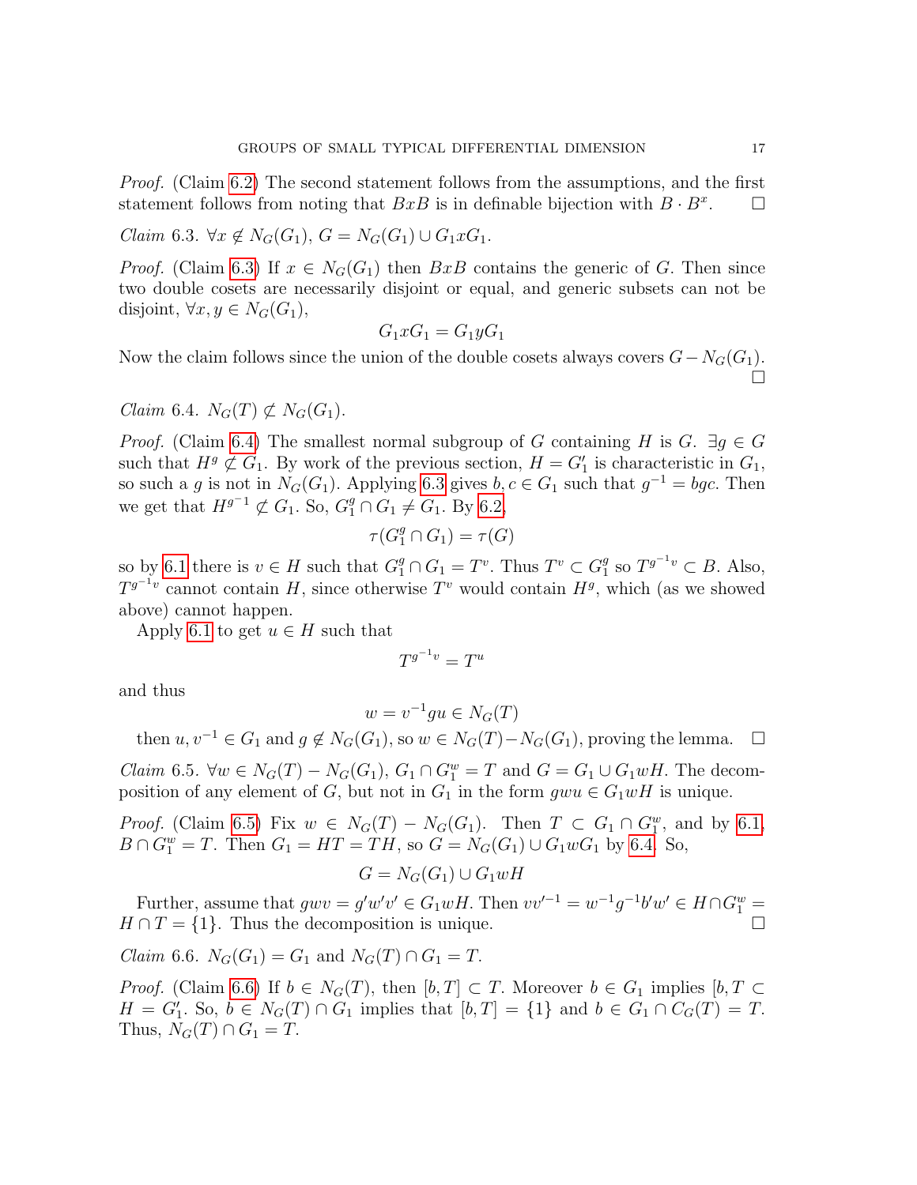*Proof.* (Claim 6.2) The second statement follows from the assumptions, and the first statement follows from noting that $BxB$ is in definable bijection with $B \cdot B^x$. □

*Claim* 6.3. $\forall x \notin N_G(G_1)$, $G = N_G(G_1) \cup G_1 x G_1$.

*Proof.* (Claim 6.3) If $x \in N_G(G_1)$ then $BxB$ contains the generic of $G$. Then since two double cosets are necessarily disjoint or equal, and generic subsets can not be disjoint, $\forall x, y \in N_G(G_1)$,

$$G_1 x G_1 = G_1 y G_1$$

Now the claim follows since the union of the double cosets always covers $G - N_G(G_1)$. □

*Claim* 6.4. $N_G(T) \not\subset N_G(G_1)$.

*Proof.* (Claim 6.4) The smallest normal subgroup of $G$ containing $H$ is $G$. $\exists g \in G$ such that $H^g \not\subset G_1$. By work of the previous section, $H = G_1'$ is characteristic in $G_1$, so such a $g$ is not in $N_G(G_1)$. Applying 6.3 gives $b, c \in G_1$ such that $g^{-1} = bgc$. Then we get that $H^{g^{-1}} \not\subset G_1$. So, $G_1^g \cap G_1 \neq G_1$. By 6.2,

$$\tau(G_1^g \cap G_1) = \tau(G)$$

so by 6.1 there is $v \in H$ such that $G_1^g \cap G_1 = T^v$. Thus $T^v \subset G_1^g$ so $T^{g^{-1}v} \subset B$. Also, $T^{g^{-1}v}$ cannot contain $H$, since otherwise $T^v$ would contain $H^g$, which (as we showed above) cannot happen.

Apply 6.1 to get $u \in H$ such that

$$T^{g^{-1}v} = T^u$$

and thus

$$w = v^{-1} g u \in N_G(T)$$

then $u, v^{-1} \in G_1$ and $g \notin N_G(G_1)$, so $w \in N_G(T) - N_G(G_1)$, proving the lemma. □

*Claim* 6.5. $\forall w \in N_G(T) - N_G(G_1)$, $G_1 \cap G_1^w = T$ and $G = G_1 \cup G_1 w H$. The decomposition of any element of $G$, but not in $G_1$ in the form $gwu \in G_1 w H$ is unique.

*Proof.* (Claim 6.5) Fix $w \in N_G(T) - N_G(G_1)$. Then $T \subset G_1 \cap G_1^w$, and by 6.1, $B \cap G_1^w = T$. Then $G_1 = HT = TH$, so $G = N_G(G_1) \cup G_1 w G_1$ by 6.4. So,

$$G = N_G(G_1) \cup G_1 w H$$

Further, assume that $gwv = g'w'v' \in G_1 w H$. Then $vv'^{-1} = w^{-1} g^{-1} b' w' \in H \cap G_1^w = H \cap T = \{1\}$. Thus the decomposition is unique. □

*Claim* 6.6. $N_G(G_1) = G_1$ and $N_G(T) \cap G_1 = T$.

*Proof.* (Claim 6.6) If $b \in N_G(T)$, then $[b, T] \subset T$. Moreover $b \in G_1$ implies $[b, T \subset H = G_1'$. So, $b \in N_G(T) \cap G_1$ implies that $[b, T] = \{1\}$ and $b \in G_1 \cap C_G(T) = T$. Thus, $N_G(T) \cap G_1 = T$.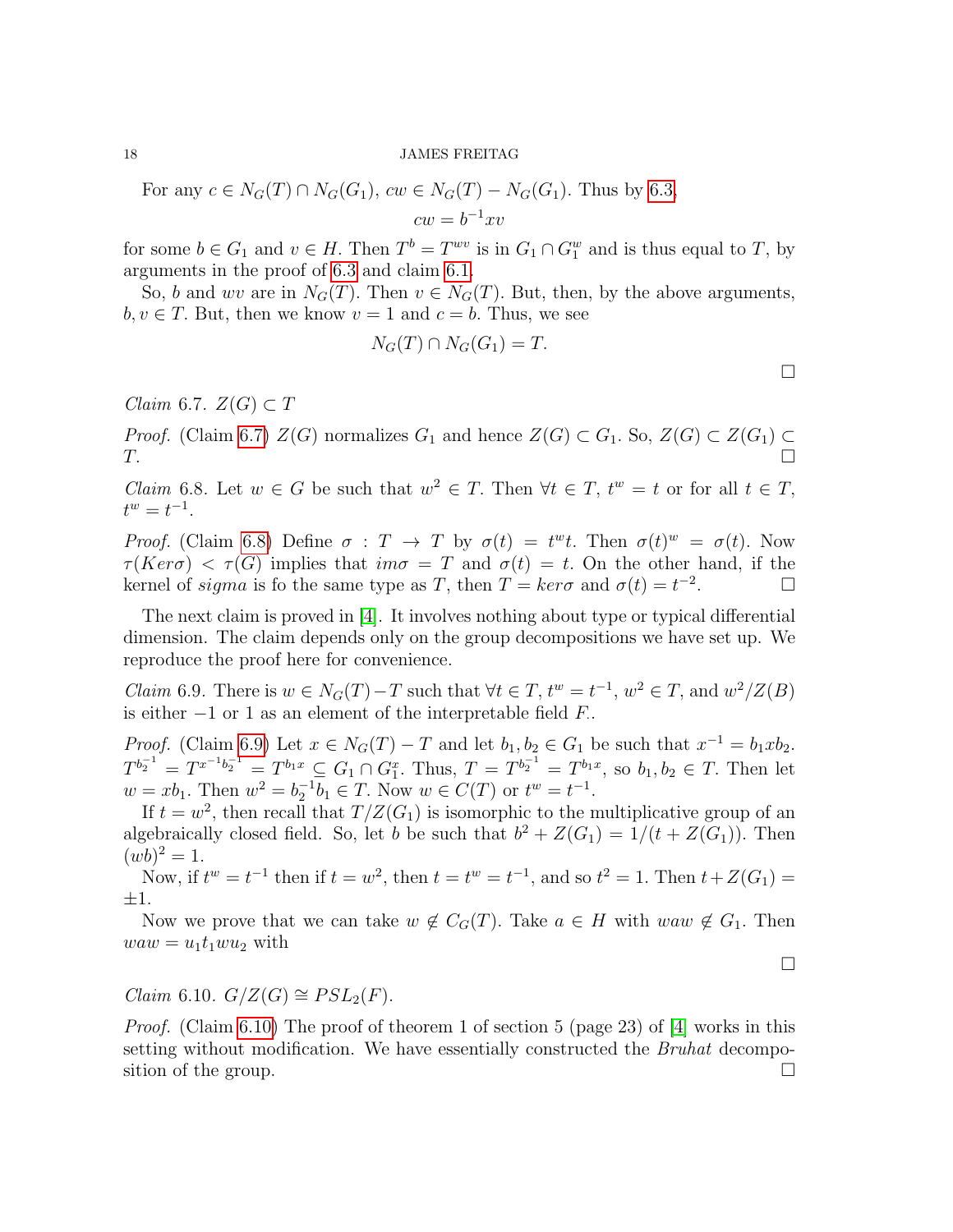For any $c \in N_G(T) \cap N_G(G_1)$, $cw \in N_G(T) - N_G(G_1)$. Thus by 6.3,

$$cw = b^{-1}xv$$

for some $b \in G_1$ and $v \in H$. Then $T^b = T^{wv}$ is in $G_1 \cap G_1^w$ and is thus equal to $T$, by arguments in the proof of 6.3 and claim 6.1.

So, $b$ and $wv$ are in $N_G(T)$. Then $v \in N_G(T)$. But, then, by the above arguments, $b, v \in T$. But, then we know $v = 1$ and $c = b$. Thus, we see

$$N_G(T) \cap N_G(G_1) = T.$$

□

*Claim* 6.7. $Z(G) \subset T$

*Proof.* (Claim 6.7) $Z(G)$ normalizes $G_1$ and hence $Z(G) \subset G_1$. So, $Z(G) \subset Z(G_1) \subset T$. □

*Claim* 6.8. Let $w \in G$ be such that $w^2 \in T$. Then $\forall t \in T$, $t^w = t$ or for all $t \in T$, $t^w = t^{-1}$.

*Proof.* (Claim 6.8) Define $\sigma : T \to T$ by $\sigma(t) = t^w t$. Then $\sigma(t)^w = \sigma(t)$. Now $\tau(Ker\sigma) < \tau(G)$ implies that $im\sigma = T$ and $\sigma(t) = t$. On the other hand, if the kernel of *sigma* is fo the same type as $T$, then $T = ker\sigma$ and $\sigma(t) = t^{-2}$. □

The next claim is proved in [4]. It involves nothing about type or typical differential dimension. The claim depends only on the group decompositions we have set up. We reproduce the proof here for convenience.

*Claim* 6.9. There is $w \in N_G(T) - T$ such that $\forall t \in T$, $t^w = t^{-1}$, $w^2 \in T$, and $w^2/Z(B)$ is either $-1$ or $1$ as an element of the interpretable field $F$.

*Proof.* (Claim 6.9) Let $x \in N_G(T) - T$ and let $b_1, b_2 \in G_1$ be such that $x^{-1} = b_1 x b_2$. $T^{b_2^{-1}} = T^{x^{-1}b_2^{-1}} = T^{b_1 x} \subseteq G_1 \cap G_1^x$. Thus, $T = T^{b_2^{-1}} = T^{b_1 x}$, so $b_1, b_2 \in T$. Then let $w = xb_1$. Then $w^2 = b_2^{-1}b_1 \in T$. Now $w \in C(T)$ or $t^w = t^{-1}$.

If $t = w^2$, then recall that $T/Z(G_1)$ is isomorphic to the multiplicative group of an algebraically closed field. So, let $b$ be such that $b^2 + Z(G_1) = 1/(t + Z(G_1))$. Then $(wb)^2 = 1$.

Now, if $t^w = t^{-1}$ then if $t = w^2$, then $t = t^w = t^{-1}$, and so $t^2 = 1$. Then $t + Z(G_1) = \pm 1$.

Now we prove that we can take $w \notin C_G(T)$. Take $a \in H$ with $waw \notin G_1$. Then $waw = u_1 t_1 w u_2$ with

□

*Claim* 6.10. $G/Z(G) \cong PSL_2(F)$.

*Proof.* (Claim 6.10) The proof of theorem 1 of section 5 (page 23) of [4] works in this setting without modification. We have essentially constructed the *Bruhat* decomposition of the group. □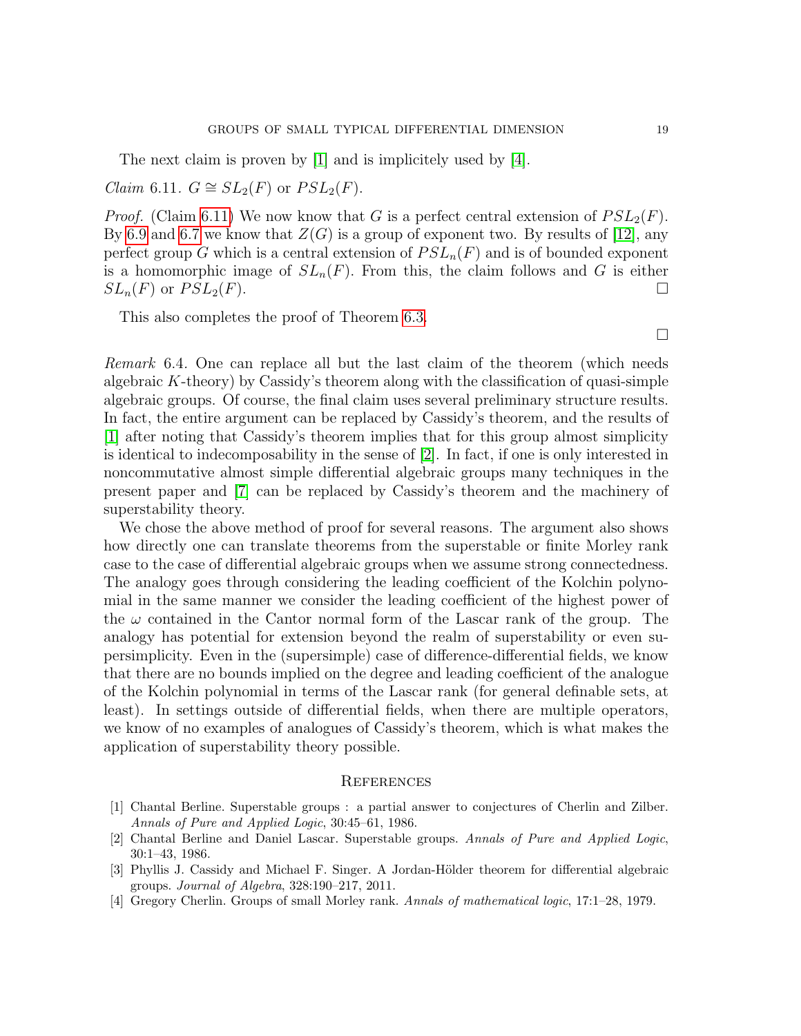The next claim is proven by [1] and is implicitely used by [4].

*Claim* 6.11. $G \cong SL_2(F)$ or $PSL_2(F)$.

*Proof.* (Claim 6.11) We now know that $G$ is a perfect central extension of $PSL_2(F)$. By 6.9 and 6.7 we know that $Z(G)$ is a group of exponent two. By results of [12], any perfect group $G$ which is a central extension of $PSL_n(F)$ and is of bounded exponent is a homomorphic image of $SL_n(F)$. From this, the claim follows and $G$ is either $SL_n(F)$ or $PSL_2(F)$. □

This also completes the proof of Theorem 6.3.

□

*Remark* 6.4. One can replace all but the last claim of the theorem (which needs algebraic $K$-theory) by Cassidy's theorem along with the classification of quasi-simple algebraic groups. Of course, the final claim uses several preliminary structure results. In fact, the entire argument can be replaced by Cassidy's theorem, and the results of [1] after noting that Cassidy's theorem implies that for this group almost simplicity is identical to indecomposability in the sense of [2]. In fact, if one is only interested in noncommutative almost simple differential algebraic groups many techniques in the present paper and [7] can be replaced by Cassidy's theorem and the machinery of superstability theory.

We chose the above method of proof for several reasons. The argument also shows how directly one can translate theorems from the superstable or finite Morley rank case to the case of differential algebraic groups when we assume strong connectedness. The analogy goes through considering the leading coefficient of the Kolchin polynomial in the same manner we consider the leading coefficient of the highest power of the $\omega$ contained in the Cantor normal form of the Lascar rank of the group. The analogy has potential for extension beyond the realm of superstability or even supersimplicity. Even in the (supersimple) case of difference-differential fields, we know that there are no bounds implied on the degree and leading coefficient of the analogue of the Kolchin polynomial in terms of the Lascar rank (for general definable sets, at least). In settings outside of differential fields, when there are multiple operators, we know of no examples of analogues of Cassidy's theorem, which is what makes the application of superstability theory possible.

## References

[1] Chantal Berline. Superstable groups : a partial answer to conjectures of Cherlin and Zilber. *Annals of Pure and Applied Logic*, 30:45–61, 1986.

[2] Chantal Berline and Daniel Lascar. Superstable groups. *Annals of Pure and Applied Logic*, 30:1–43, 1986.

[3] Phyllis J. Cassidy and Michael F. Singer. A Jordan-Hölder theorem for differential algebraic groups. *Journal of Algebra*, 328:190–217, 2011.

[4] Gregory Cherlin. Groups of small Morley rank. *Annals of mathematical logic*, 17:1–28, 1979.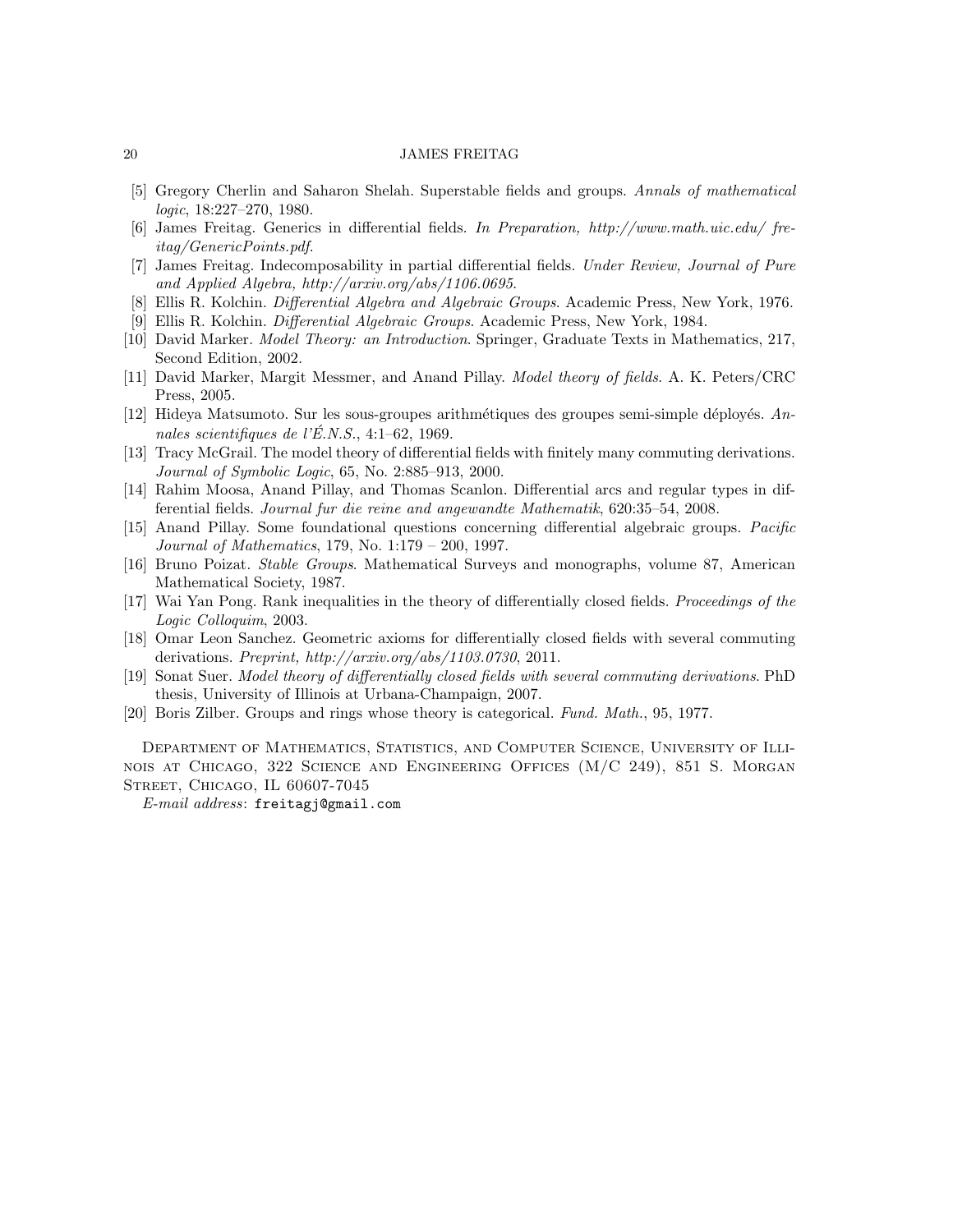[5] Gregory Cherlin and Saharon Shelah. Superstable fields and groups. *Annals of mathematical logic*, 18:227–270, 1980.

[6] James Freitag. Generics in differential fields. *In Preparation, http://www.math.uic.edu/ freitag/GenericPoints.pdf*.

[7] James Freitag. Indecomposability in partial differential fields. *Under Review, Journal of Pure and Applied Algebra, http://arxiv.org/abs/1106.0695*.

[8] Ellis R. Kolchin. *Differential Algebra and Algebraic Groups*. Academic Press, New York, 1976.

[9] Ellis R. Kolchin. *Differential Algebraic Groups*. Academic Press, New York, 1984.

[10] David Marker. *Model Theory: an Introduction*. Springer, Graduate Texts in Mathematics, 217, Second Edition, 2002.

[11] David Marker, Margit Messmer, and Anand Pillay. *Model theory of fields*. A. K. Peters/CRC Press, 2005.

[12] Hideya Matsumoto. Sur les sous-groupes arithmétiques des groupes semi-simple déployés. *Annales scientifiques de l'É.N.S.*, 4:1–62, 1969.

[13] Tracy McGrail. The model theory of differential fields with finitely many commuting derivations. *Journal of Symbolic Logic*, 65, No. 2:885–913, 2000.

[14] Rahim Moosa, Anand Pillay, and Thomas Scanlon. Differential arcs and regular types in differential fields. *Journal fur die reine and angewandte Mathematik*, 620:35–54, 2008.

[15] Anand Pillay. Some foundational questions concerning differential algebraic groups. *Pacific Journal of Mathematics*, 179, No. 1:179 – 200, 1997.

[16] Bruno Poizat. *Stable Groups*. Mathematical Surveys and monographs, volume 87, American Mathematical Society, 1987.

[17] Wai Yan Pong. Rank inequalities in the theory of differentially closed fields. *Proceedings of the Logic Colloquim*, 2003.

[18] Omar Leon Sanchez. Geometric axioms for differentially closed fields with several commuting derivations. *Preprint, http://arxiv.org/abs/1103.0730*, 2011.

[19] Sonat Suer. *Model theory of differentially closed fields with several commuting derivations*. PhD thesis, University of Illinois at Urbana-Champaign, 2007.

[20] Boris Zilber. Groups and rings whose theory is categorical. *Fund. Math.*, 95, 1977.

Department of Mathematics, Statistics, and Computer Science, University of Illinois at Chicago, 322 Science and Engineering Offices (M/C 249), 851 S. Morgan Street, Chicago, IL 60607-7045

*E-mail address*: freitagj@gmail.com